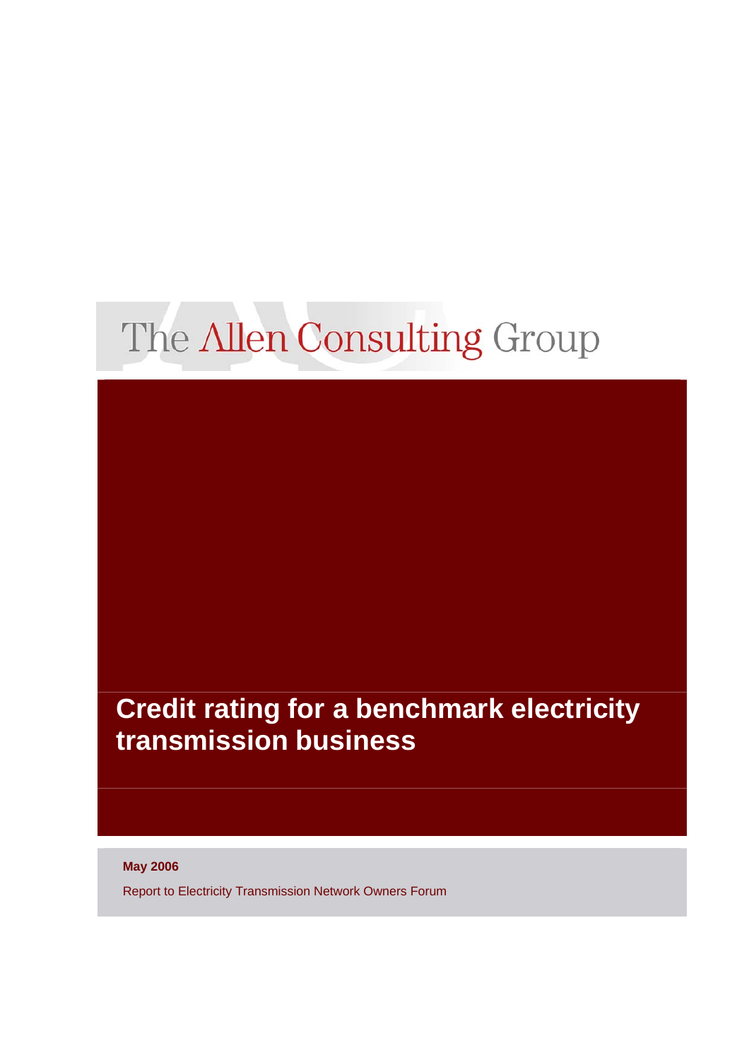The Allen Consulting Group

# Credit rating for a benchmark electricity transmission business

**May 2006**

Report to Electricity Transmission Network Owners Forum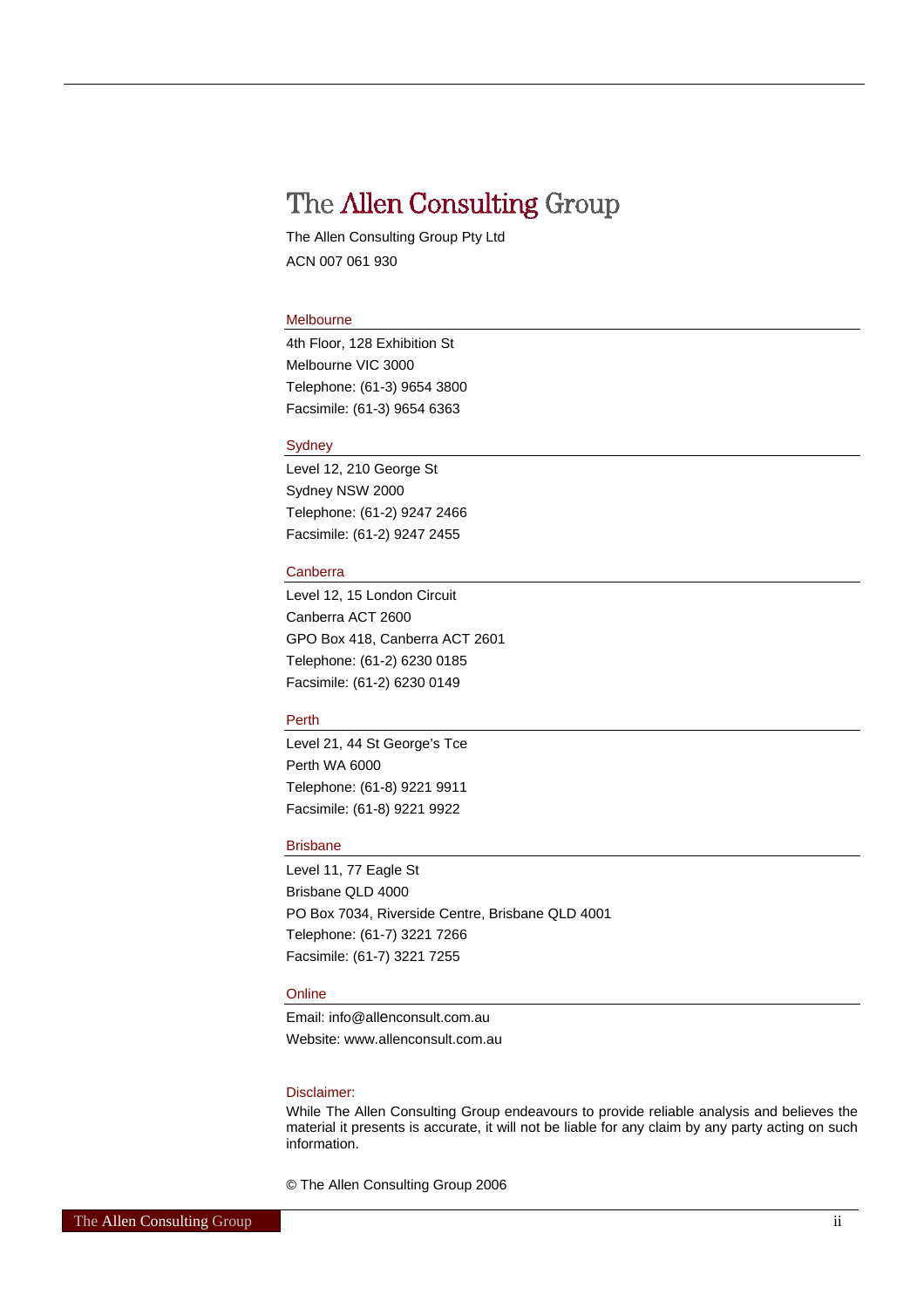# The Allen Consulting Group

The Allen Consulting Group Pty Ltd

ACN 007 061 930

### Melbourne

4th Floor, 128 Exhibition St

Melbourne VIC 3000

Telephone: (61-3) 9654 3800

Facsimile: (61-3) 9654 6363

### Sydney

Level 12, 210 George St

Sydney NSW 2000

Telephone: (61-2) 9247 2466

Facsimile: (61-2) 9247 2455

### Canberra

Level 12, 15 London Circuit

Canberra ACT 2600

GPO Box 418, Canberra ACT 2601

Telephone: (61-2) 6230 0185

Facsimile: (61-2) 6230 0149

### Perth

Level 21, 44 St George's Tce

Perth WA 6000

Telephone: (61-8) 9221 9911

Facsimile: (61-8) 9221 9922

### Brisbane

Level 11, 77 Eagle St

Brisbane QLD 4000

PO Box 7034, Riverside Centre, Brisbane QLD 4001

Telephone: (61-7) 3221 7266

Facsimile: (61-7) 3221 7255

### Online

Email: info@allenconsult.com.au

Website: www.allenconsult.com.au

### Disclaimer:

While The Allen Consulting Group endeavours to provide reliable analysis and believes the material it presents is accurate, it will not be liable for any claim by any party acting on such information.

© The Allen Consulting Group 2006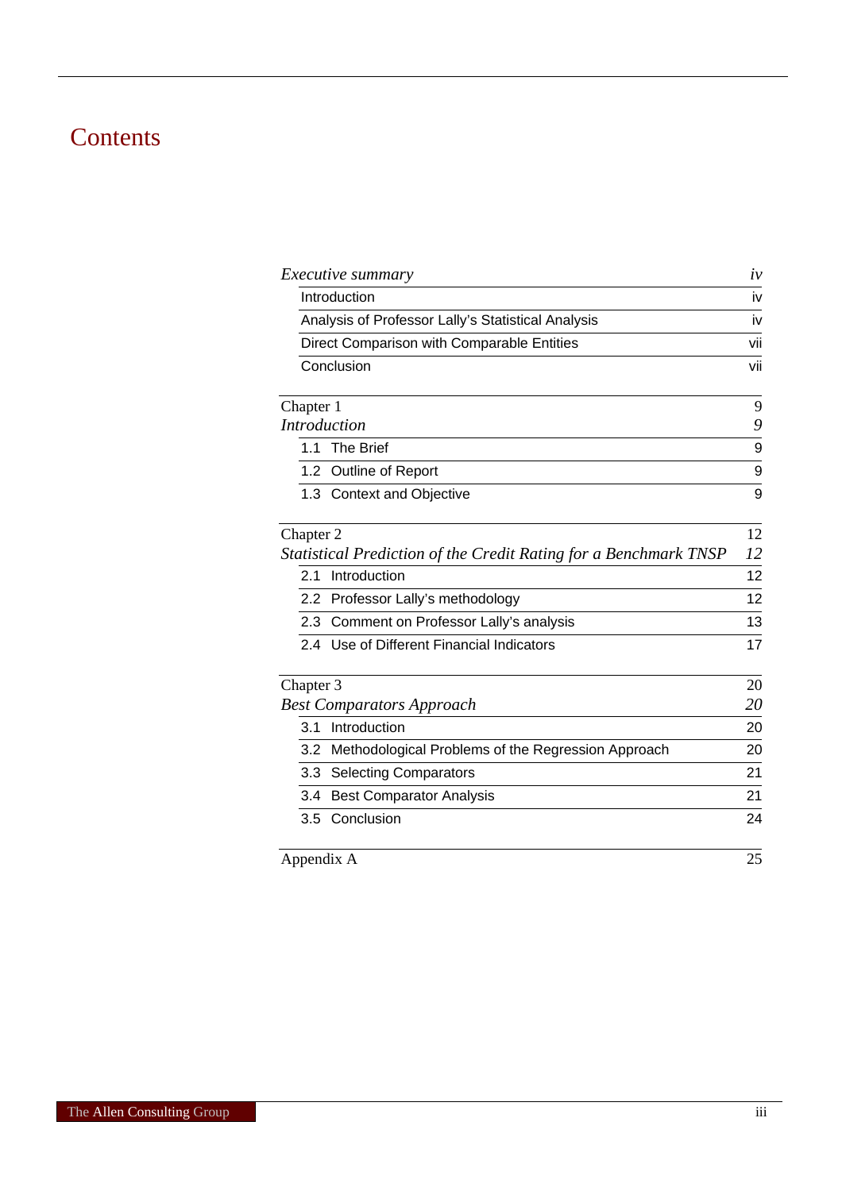# Contents

| | |
|---|---|
| *Executive summary* | *iv* |
| Introduction | iv |
| Analysis of Professor Lally's Statistical Analysis | iv |
| Direct Comparison with Comparable Entities | vii |
| Conclusion | vii |
| | |
| Chapter 1 | 9 |
| *Introduction* | *9* |
| 1.1 The Brief | 9 |
| 1.2 Outline of Report | 9 |
| 1.3 Context and Objective | 9 |
| | |
| Chapter 2 | 12 |
| *Statistical Prediction of the Credit Rating for a Benchmark TNSP* | *12* |
| 2.1 Introduction | 12 |
| 2.2 Professor Lally's methodology | 12 |
| 2.3 Comment on Professor Lally's analysis | 13 |
| 2.4 Use of Different Financial Indicators | 17 |
| | |
| Chapter 3 | 20 |
| *Best Comparators Approach* | *20* |
| 3.1 Introduction | 20 |
| 3.2 Methodological Problems of the Regression Approach | 20 |
| 3.3 Selecting Comparators | 21 |
| 3.4 Best Comparator Analysis | 21 |
| 3.5 Conclusion | 24 |
| | |
| Appendix A | 25 |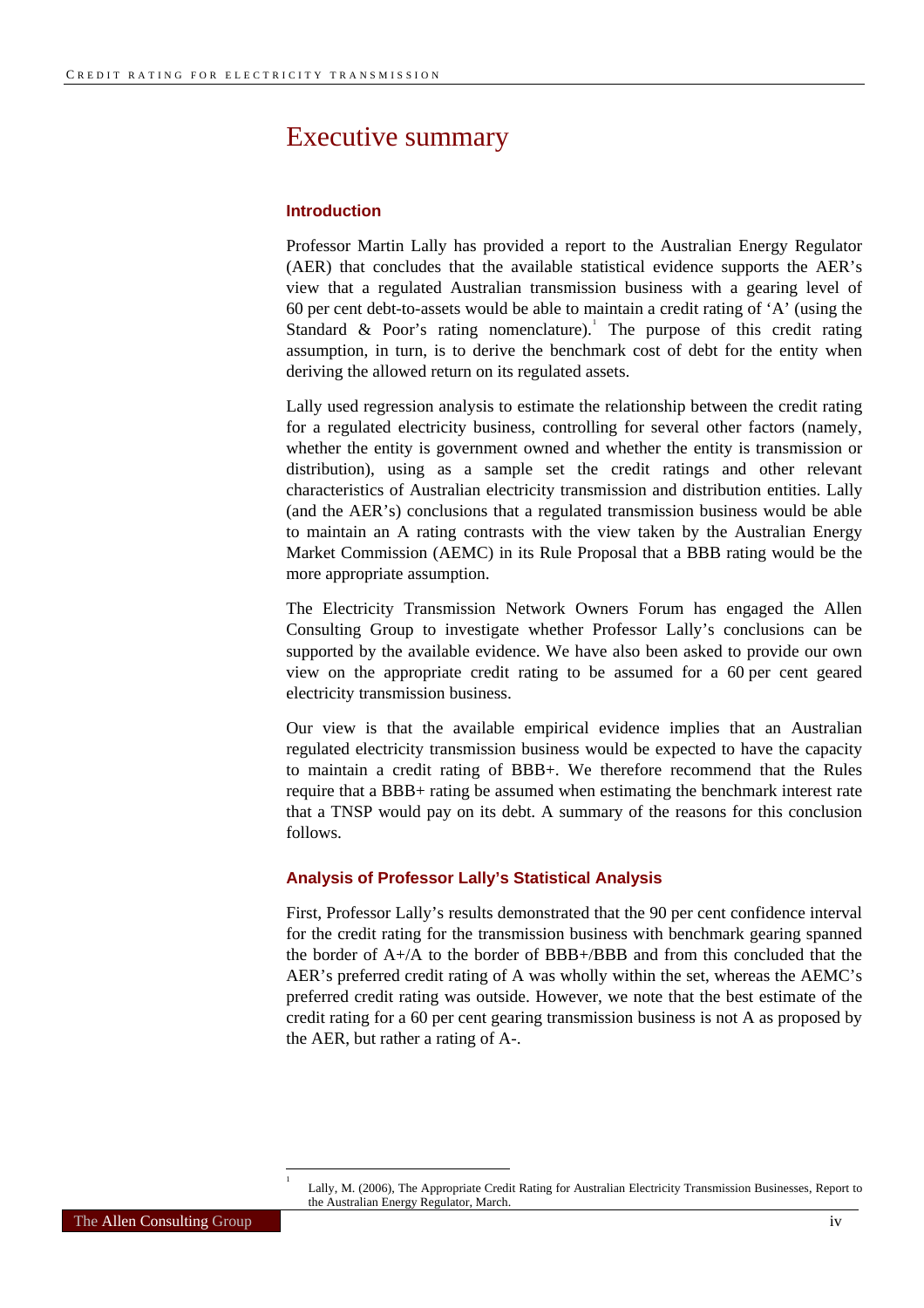# Executive summary

### Introduction

Professor Martin Lally has provided a report to the Australian Energy Regulator (AER) that concludes that the available statistical evidence supports the AER's view that a regulated Australian transmission business with a gearing level of 60 per cent debt-to-assets would be able to maintain a credit rating of 'A' (using the Standard & Poor's rating nomenclature).[1] The purpose of this credit rating assumption, in turn, is to derive the benchmark cost of debt for the entity when deriving the allowed return on its regulated assets.

Lally used regression analysis to estimate the relationship between the credit rating for a regulated electricity business, controlling for several other factors (namely, whether the entity is government owned and whether the entity is transmission or distribution), using as a sample set the credit ratings and other relevant characteristics of Australian electricity transmission and distribution entities. Lally (and the AER's) conclusions that a regulated transmission business would be able to maintain an A rating contrasts with the view taken by the Australian Energy Market Commission (AEMC) in its Rule Proposal that a BBB rating would be the more appropriate assumption.

The Electricity Transmission Network Owners Forum has engaged the Allen Consulting Group to investigate whether Professor Lally's conclusions can be supported by the available evidence. We have also been asked to provide our own view on the appropriate credit rating to be assumed for a 60 per cent geared electricity transmission business.

Our view is that the available empirical evidence implies that an Australian regulated electricity transmission business would be expected to have the capacity to maintain a credit rating of BBB+. We therefore recommend that the Rules require that a BBB+ rating be assumed when estimating the benchmark interest rate that a TNSP would pay on its debt. A summary of the reasons for this conclusion follows.

### Analysis of Professor Lally's Statistical Analysis

First, Professor Lally's results demonstrated that the 90 per cent confidence interval for the credit rating for the transmission business with benchmark gearing spanned the border of A+/A to the border of BBB+/BBB and from this concluded that the AER's preferred credit rating of A was wholly within the set, whereas the AEMC's preferred credit rating was outside. However, we note that the best estimate of the credit rating for a 60 per cent gearing transmission business is not A as proposed by the AER, but rather a rating of A-.

[1] Lally, M. (2006), The Appropriate Credit Rating for Australian Electricity Transmission Businesses, Report to the Australian Energy Regulator, March.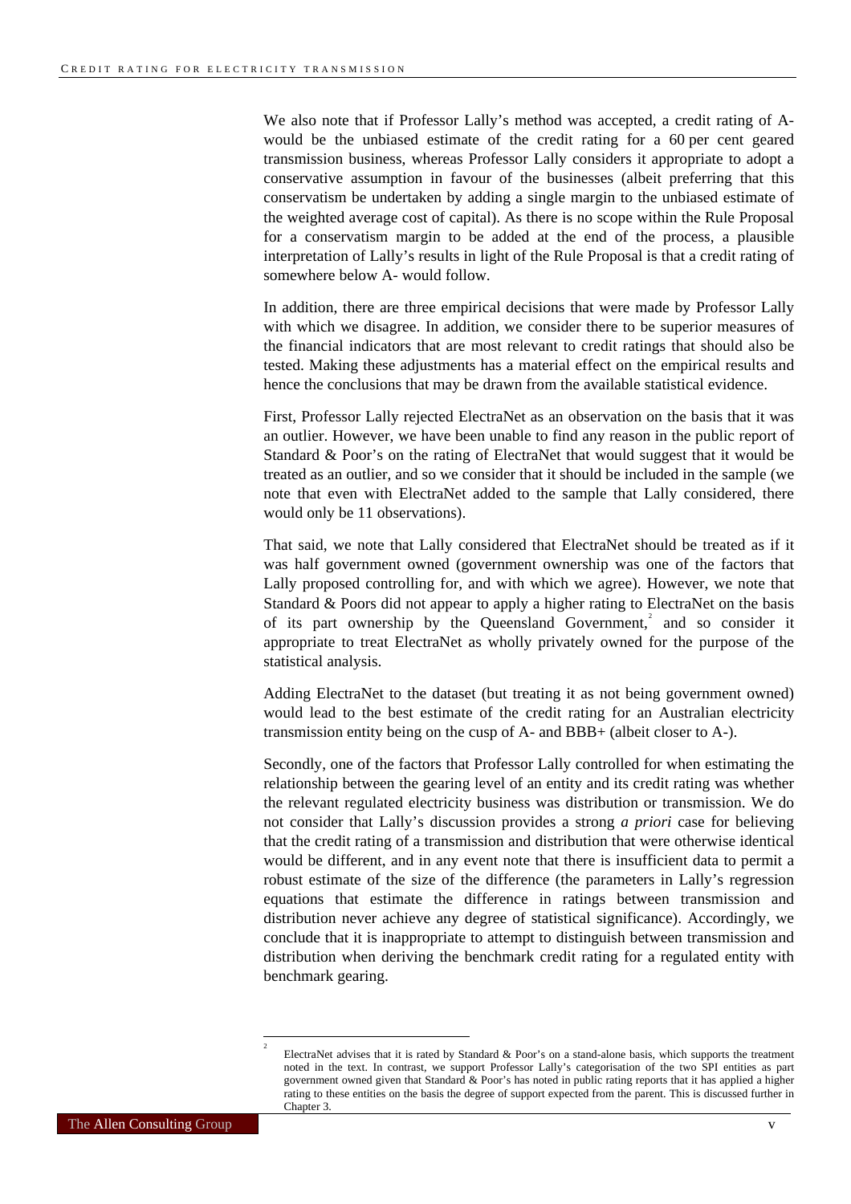We also note that if Professor Lally's method was accepted, a credit rating of A- would be the unbiased estimate of the credit rating for a 60 per cent geared transmission business, whereas Professor Lally considers it appropriate to adopt a conservative assumption in favour of the businesses (albeit preferring that this conservatism be undertaken by adding a single margin to the unbiased estimate of the weighted average cost of capital). As there is no scope within the Rule Proposal for a conservatism margin to be added at the end of the process, a plausible interpretation of Lally's results in light of the Rule Proposal is that a credit rating of somewhere below A- would follow.

In addition, there are three empirical decisions that were made by Professor Lally with which we disagree. In addition, we consider there to be superior measures of the financial indicators that are most relevant to credit ratings that should also be tested. Making these adjustments has a material effect on the empirical results and hence the conclusions that may be drawn from the available statistical evidence.

First, Professor Lally rejected ElectraNet as an observation on the basis that it was an outlier. However, we have been unable to find any reason in the public report of Standard & Poor's on the rating of ElectraNet that would suggest that it would be treated as an outlier, and so we consider that it should be included in the sample (we note that even with ElectraNet added to the sample that Lally considered, there would only be 11 observations).

That said, we note that Lally considered that ElectraNet should be treated as if it was half government owned (government ownership was one of the factors that Lally proposed controlling for, and with which we agree). However, we note that Standard & Poors did not appear to apply a higher rating to ElectraNet on the basis of its part ownership by the Queensland Government,[2] and so consider it appropriate to treat ElectraNet as wholly privately owned for the purpose of the statistical analysis.

Adding ElectraNet to the dataset (but treating it as not being government owned) would lead to the best estimate of the credit rating for an Australian electricity transmission entity being on the cusp of A- and BBB+ (albeit closer to A-).

Secondly, one of the factors that Professor Lally controlled for when estimating the relationship between the gearing level of an entity and its credit rating was whether the relevant regulated electricity business was distribution or transmission. We do not consider that Lally's discussion provides a strong *a priori* case for believing that the credit rating of a transmission and distribution that were otherwise identical would be different, and in any event note that there is insufficient data to permit a robust estimate of the size of the difference (the parameters in Lally's regression equations that estimate the difference in ratings between transmission and distribution never achieve any degree of statistical significance). Accordingly, we conclude that it is inappropriate to attempt to distinguish between transmission and distribution when deriving the benchmark credit rating for a regulated entity with benchmark gearing.

---

[2] ElectraNet advises that it is rated by Standard & Poor's on a stand-alone basis, which supports the treatment noted in the text. In contrast, we support Professor Lally's categorisation of the two SPI entities as part government owned given that Standard & Poor's has noted in public rating reports that it has applied a higher rating to these entities on the basis the degree of support expected from the parent. This is discussed further in Chapter 3.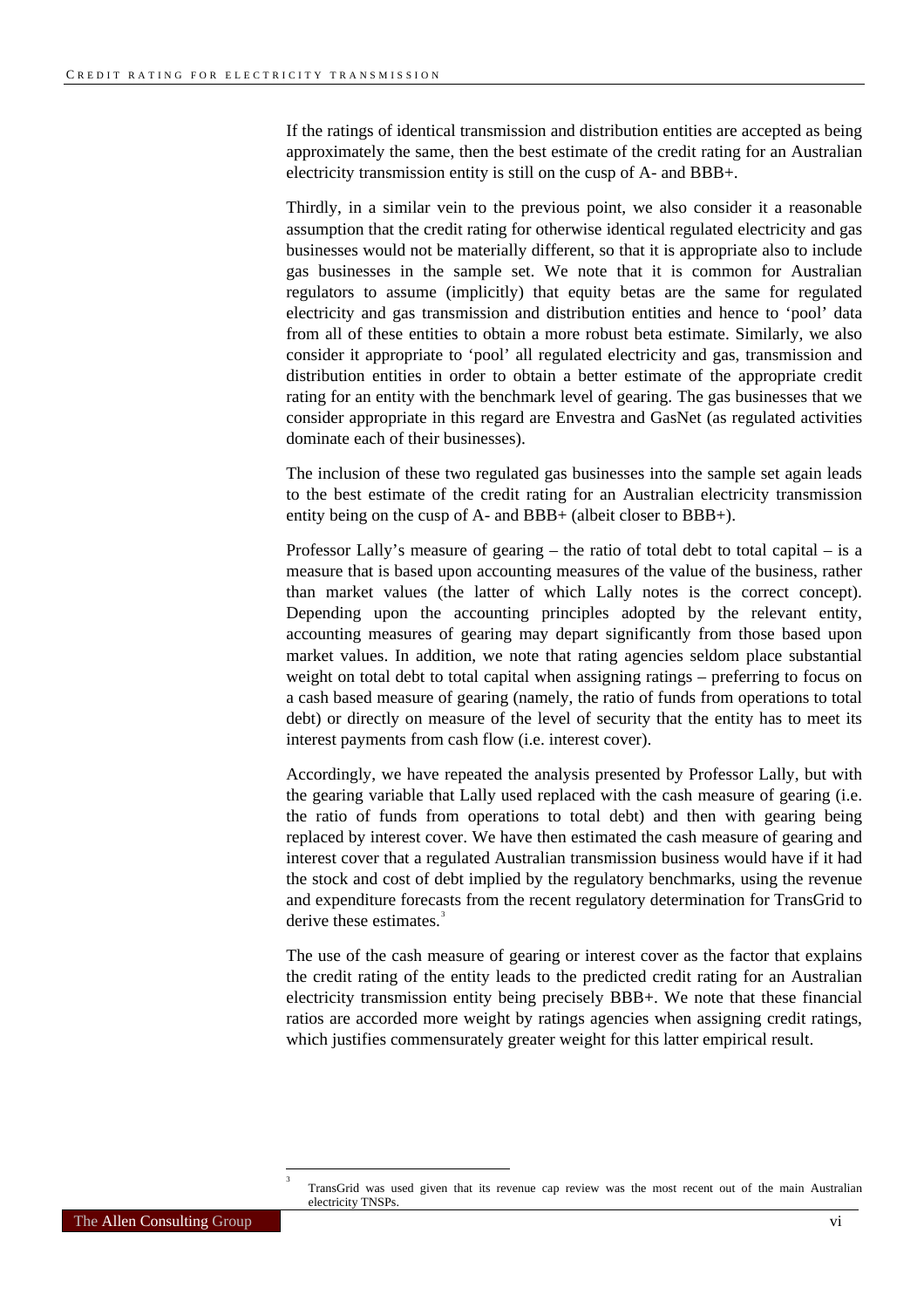If the ratings of identical transmission and distribution entities are accepted as being approximately the same, then the best estimate of the credit rating for an Australian electricity transmission entity is still on the cusp of A- and BBB+.

Thirdly, in a similar vein to the previous point, we also consider it a reasonable assumption that the credit rating for otherwise identical regulated electricity and gas businesses would not be materially different, so that it is appropriate also to include gas businesses in the sample set. We note that it is common for Australian regulators to assume (implicitly) that equity betas are the same for regulated electricity and gas transmission and distribution entities and hence to 'pool' data from all of these entities to obtain a more robust beta estimate. Similarly, we also consider it appropriate to 'pool' all regulated electricity and gas, transmission and distribution entities in order to obtain a better estimate of the appropriate credit rating for an entity with the benchmark level of gearing. The gas businesses that we consider appropriate in this regard are Envestra and GasNet (as regulated activities dominate each of their businesses).

The inclusion of these two regulated gas businesses into the sample set again leads to the best estimate of the credit rating for an Australian electricity transmission entity being on the cusp of A- and BBB+ (albeit closer to BBB+).

Professor Lally's measure of gearing – the ratio of total debt to total capital – is a measure that is based upon accounting measures of the value of the business, rather than market values (the latter of which Lally notes is the correct concept). Depending upon the accounting principles adopted by the relevant entity, accounting measures of gearing may depart significantly from those based upon market values. In addition, we note that rating agencies seldom place substantial weight on total debt to total capital when assigning ratings – preferring to focus on a cash based measure of gearing (namely, the ratio of funds from operations to total debt) or directly on measure of the level of security that the entity has to meet its interest payments from cash flow (i.e. interest cover).

Accordingly, we have repeated the analysis presented by Professor Lally, but with the gearing variable that Lally used replaced with the cash measure of gearing (i.e. the ratio of funds from operations to total debt) and then with gearing being replaced by interest cover. We have then estimated the cash measure of gearing and interest cover that a regulated Australian transmission business would have if it had the stock and cost of debt implied by the regulatory benchmarks, using the revenue and expenditure forecasts from the recent regulatory determination for TransGrid to derive these estimates.[3]

The use of the cash measure of gearing or interest cover as the factor that explains the credit rating of the entity leads to the predicted credit rating for an Australian electricity transmission entity being precisely BBB+. We note that these financial ratios are accorded more weight by ratings agencies when assigning credit ratings, which justifies commensurately greater weight for this latter empirical result.

[3] TransGrid was used given that its revenue cap review was the most recent out of the main Australian electricity TNSPs.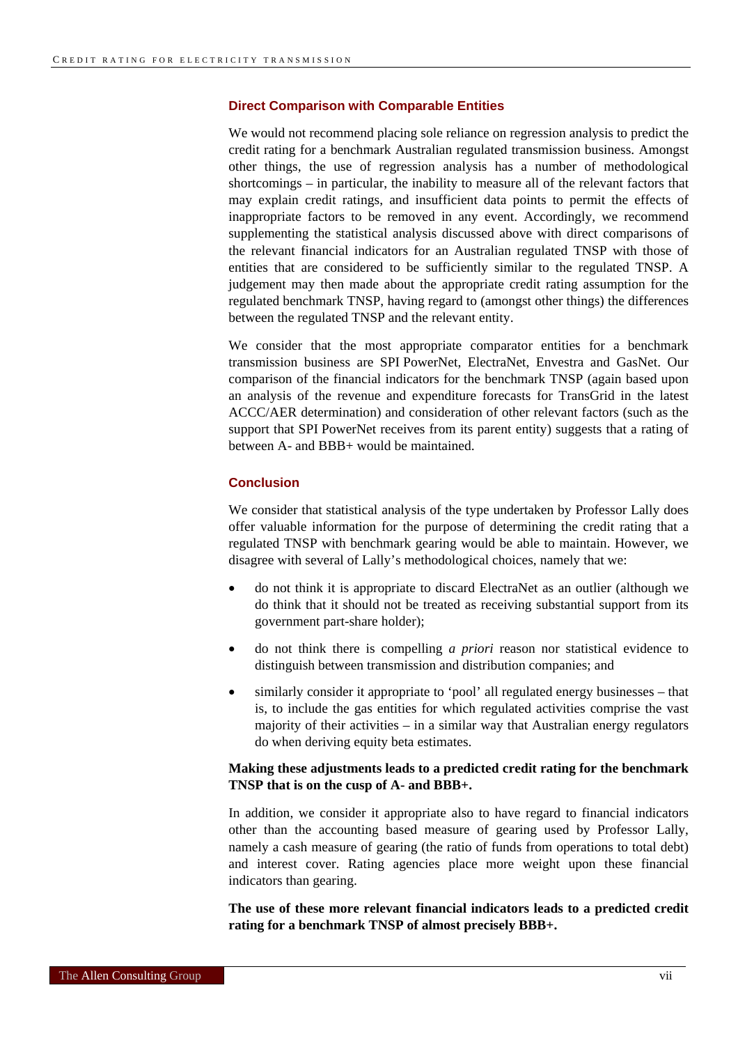### Direct Comparison with Comparable Entities

We would not recommend placing sole reliance on regression analysis to predict the credit rating for a benchmark Australian regulated transmission business. Amongst other things, the use of regression analysis has a number of methodological shortcomings – in particular, the inability to measure all of the relevant factors that may explain credit ratings, and insufficient data points to permit the effects of inappropriate factors to be removed in any event. Accordingly, we recommend supplementing the statistical analysis discussed above with direct comparisons of the relevant financial indicators for an Australian regulated TNSP with those of entities that are considered to be sufficiently similar to the regulated TNSP. A judgement may then made about the appropriate credit rating assumption for the regulated benchmark TNSP, having regard to (amongst other things) the differences between the regulated TNSP and the relevant entity.

We consider that the most appropriate comparator entities for a benchmark transmission business are SPI PowerNet, ElectraNet, Envestra and GasNet. Our comparison of the financial indicators for the benchmark TNSP (again based upon an analysis of the revenue and expenditure forecasts for TransGrid in the latest ACCC/AER determination) and consideration of other relevant factors (such as the support that SPI PowerNet receives from its parent entity) suggests that a rating of between A- and BBB+ would be maintained.

### Conclusion

We consider that statistical analysis of the type undertaken by Professor Lally does offer valuable information for the purpose of determining the credit rating that a regulated TNSP with benchmark gearing would be able to maintain. However, we disagree with several of Lally's methodological choices, namely that we:

- do not think it is appropriate to discard ElectraNet as an outlier (although we do think that it should not be treated as receiving substantial support from its government part-share holder);
- do not think there is compelling *a priori* reason nor statistical evidence to distinguish between transmission and distribution companies; and
- similarly consider it appropriate to 'pool' all regulated energy businesses – that is, to include the gas entities for which regulated activities comprise the vast majority of their activities – in a similar way that Australian energy regulators do when deriving equity beta estimates.

**Making these adjustments leads to a predicted credit rating for the benchmark TNSP that is on the cusp of A- and BBB+.**

In addition, we consider it appropriate also to have regard to financial indicators other than the accounting based measure of gearing used by Professor Lally, namely a cash measure of gearing (the ratio of funds from operations to total debt) and interest cover. Rating agencies place more weight upon these financial indicators than gearing.

**The use of these more relevant financial indicators leads to a predicted credit rating for a benchmark TNSP of almost precisely BBB+.**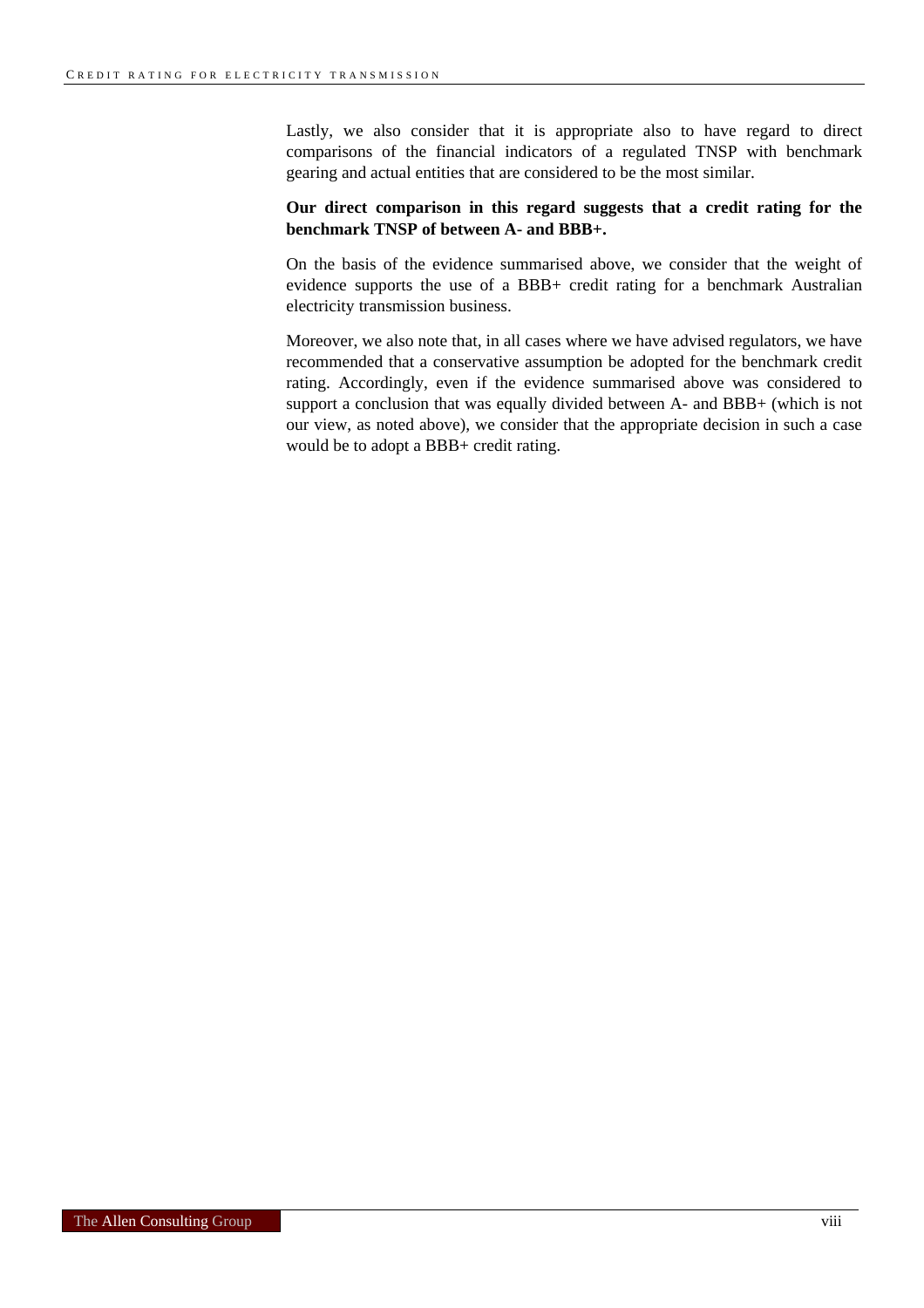Lastly, we also consider that it is appropriate also to have regard to direct comparisons of the financial indicators of a regulated TNSP with benchmark gearing and actual entities that are considered to be the most similar.

**Our direct comparison in this regard suggests that a credit rating for the benchmark TNSP of between A- and BBB+.**

On the basis of the evidence summarised above, we consider that the weight of evidence supports the use of a BBB+ credit rating for a benchmark Australian electricity transmission business.

Moreover, we also note that, in all cases where we have advised regulators, we have recommended that a conservative assumption be adopted for the benchmark credit rating. Accordingly, even if the evidence summarised above was considered to support a conclusion that was equally divided between A- and BBB+ (which is not our view, as noted above), we consider that the appropriate decision in such a case would be to adopt a BBB+ credit rating.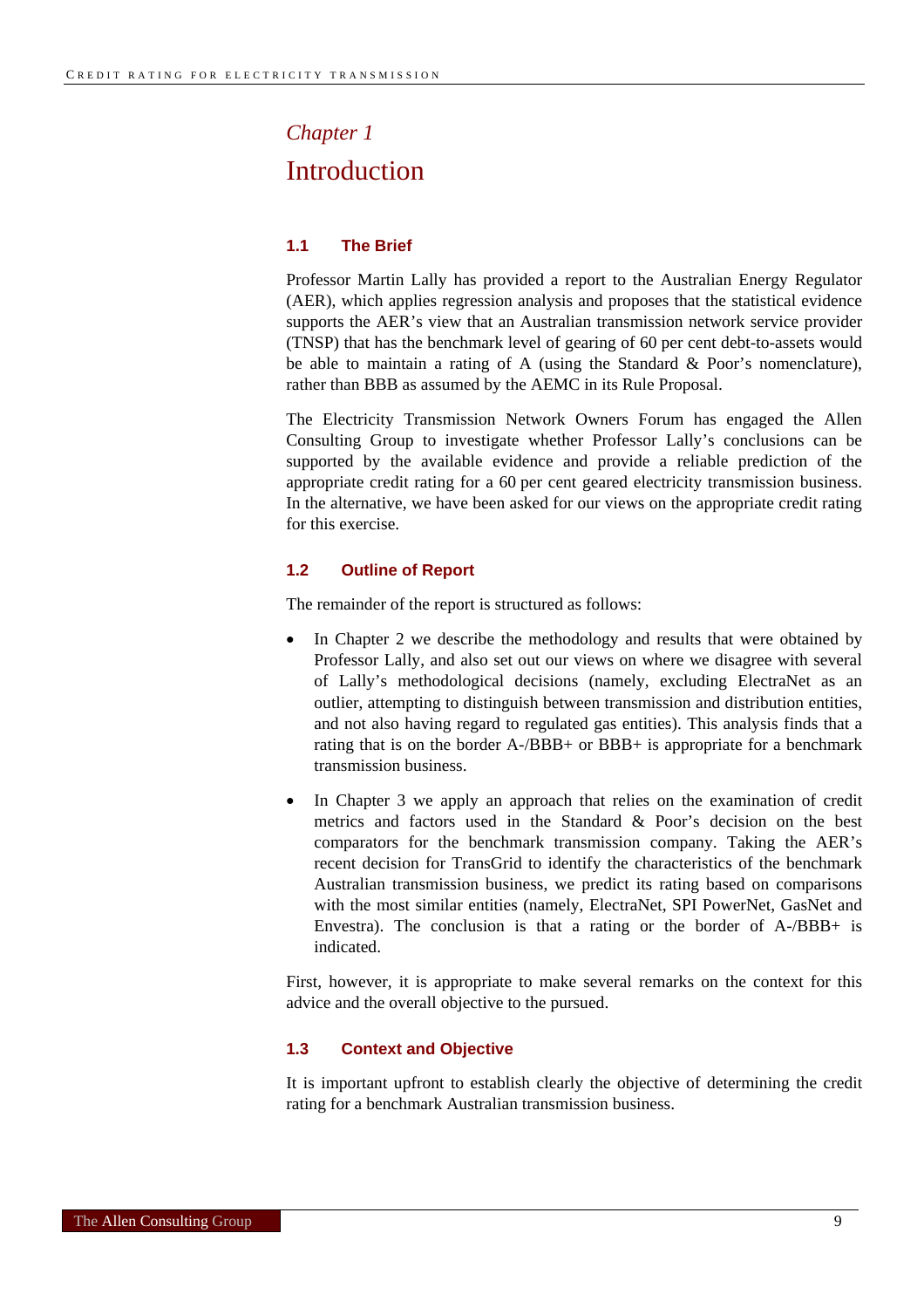*Chapter 1*

# Introduction

## 1.1 The Brief

Professor Martin Lally has provided a report to the Australian Energy Regulator (AER), which applies regression analysis and proposes that the statistical evidence supports the AER's view that an Australian transmission network service provider (TNSP) that has the benchmark level of gearing of 60 per cent debt-to-assets would be able to maintain a rating of A (using the Standard & Poor's nomenclature), rather than BBB as assumed by the AEMC in its Rule Proposal.

The Electricity Transmission Network Owners Forum has engaged the Allen Consulting Group to investigate whether Professor Lally's conclusions can be supported by the available evidence and provide a reliable prediction of the appropriate credit rating for a 60 per cent geared electricity transmission business. In the alternative, we have been asked for our views on the appropriate credit rating for this exercise.

## 1.2 Outline of Report

The remainder of the report is structured as follows:

- In Chapter 2 we describe the methodology and results that were obtained by Professor Lally, and also set out our views on where we disagree with several of Lally's methodological decisions (namely, excluding ElectraNet as an outlier, attempting to distinguish between transmission and distribution entities, and not also having regard to regulated gas entities). This analysis finds that a rating that is on the border A-/BBB+ or BBB+ is appropriate for a benchmark transmission business.

- In Chapter 3 we apply an approach that relies on the examination of credit metrics and factors used in the Standard & Poor's decision on the best comparators for the benchmark transmission company. Taking the AER's recent decision for TransGrid to identify the characteristics of the benchmark Australian transmission business, we predict its rating based on comparisons with the most similar entities (namely, ElectraNet, SPI PowerNet, GasNet and Envestra). The conclusion is that a rating or the border of A-/BBB+ is indicated.

First, however, it is appropriate to make several remarks on the context for this advice and the overall objective to the pursued.

## 1.3 Context and Objective

It is important upfront to establish clearly the objective of determining the credit rating for a benchmark Australian transmission business.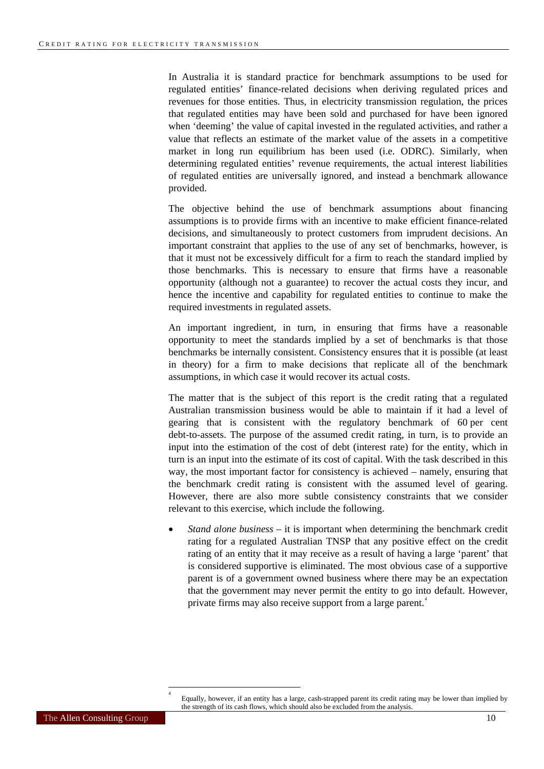In Australia it is standard practice for benchmark assumptions to be used for regulated entities' finance-related decisions when deriving regulated prices and revenues for those entities. Thus, in electricity transmission regulation, the prices that regulated entities may have been sold and purchased for have been ignored when 'deeming' the value of capital invested in the regulated activities, and rather a value that reflects an estimate of the market value of the assets in a competitive market in long run equilibrium has been used (i.e. ODRC). Similarly, when determining regulated entities' revenue requirements, the actual interest liabilities of regulated entities are universally ignored, and instead a benchmark allowance provided.

The objective behind the use of benchmark assumptions about financing assumptions is to provide firms with an incentive to make efficient finance-related decisions, and simultaneously to protect customers from imprudent decisions. An important constraint that applies to the use of any set of benchmarks, however, is that it must not be excessively difficult for a firm to reach the standard implied by those benchmarks. This is necessary to ensure that firms have a reasonable opportunity (although not a guarantee) to recover the actual costs they incur, and hence the incentive and capability for regulated entities to continue to make the required investments in regulated assets.

An important ingredient, in turn, in ensuring that firms have a reasonable opportunity to meet the standards implied by a set of benchmarks is that those benchmarks be internally consistent. Consistency ensures that it is possible (at least in theory) for a firm to make decisions that replicate all of the benchmark assumptions, in which case it would recover its actual costs.

The matter that is the subject of this report is the credit rating that a regulated Australian transmission business would be able to maintain if it had a level of gearing that is consistent with the regulatory benchmark of 60 per cent debt-to-assets. The purpose of the assumed credit rating, in turn, is to provide an input into the estimation of the cost of debt (interest rate) for the entity, which in turn is an input into the estimate of its cost of capital. With the task described in this way, the most important factor for consistency is achieved – namely, ensuring that the benchmark credit rating is consistent with the assumed level of gearing. However, there are also more subtle consistency constraints that we consider relevant to this exercise, which include the following.

- *Stand alone business* – it is important when determining the benchmark credit rating for a regulated Australian TNSP that any positive effect on the credit rating of an entity that it may receive as a result of having a large 'parent' that is considered supportive is eliminated. The most obvious case of a supportive parent is of a government owned business where there may be an expectation that the government may never permit the entity to go into default. However, private firms may also receive support from a large parent.[4]

[4] Equally, however, if an entity has a large, cash-strapped parent its credit rating may be lower than implied by the strength of its cash flows, which should also be excluded from the analysis.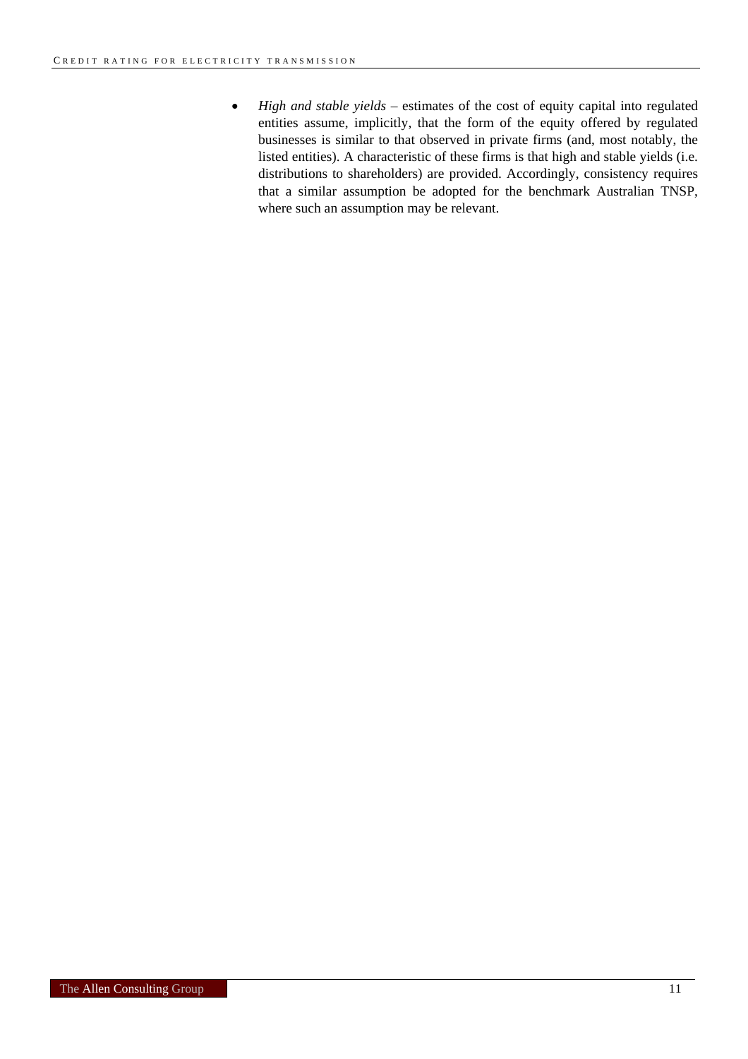- *High and stable yields* – estimates of the cost of equity capital into regulated entities assume, implicitly, that the form of the equity offered by regulated businesses is similar to that observed in private firms (and, most notably, the listed entities). A characteristic of these firms is that high and stable yields (i.e. distributions to shareholders) are provided. Accordingly, consistency requires that a similar assumption be adopted for the benchmark Australian TNSP, where such an assumption may be relevant.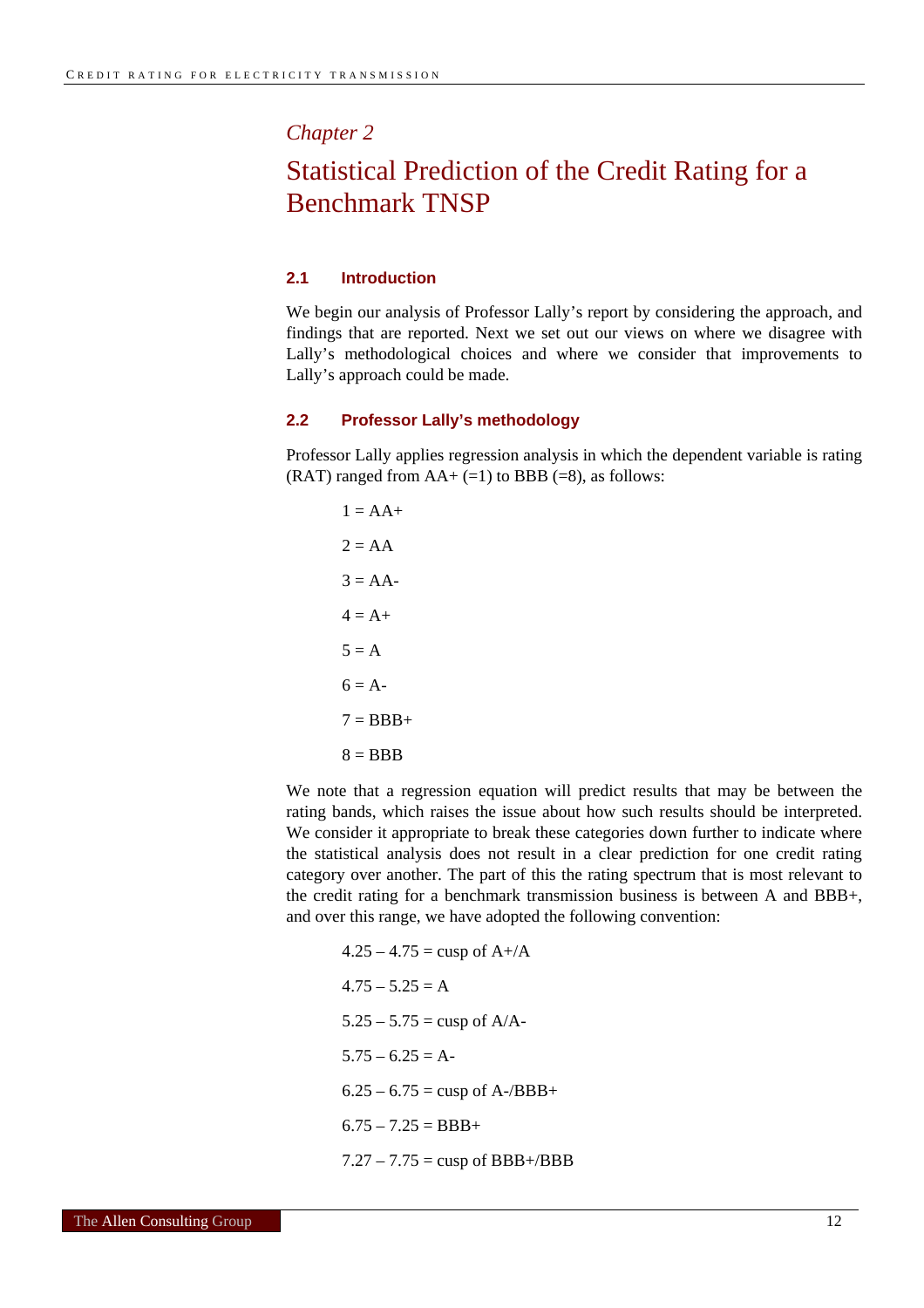*Chapter 2*

# Statistical Prediction of the Credit Rating for a Benchmark TNSP

## 2.1 Introduction

We begin our analysis of Professor Lally's report by considering the approach, and findings that are reported. Next we set out our views on where we disagree with Lally's methodological choices and where we consider that improvements to Lally's approach could be made.

## 2.2 Professor Lally's methodology

Professor Lally applies regression analysis in which the dependent variable is rating (RAT) ranged from AA+ (=1) to BBB (=8), as follows:

1 = AA+

2 = AA

3 = AA-

4 = A+

5 = A

6 = A-

7 = BBB+

8 = BBB

We note that a regression equation will predict results that may be between the rating bands, which raises the issue about how such results should be interpreted. We consider it appropriate to break these categories down further to indicate where the statistical analysis does not result in a clear prediction for one credit rating category over another. The part of this the rating spectrum that is most relevant to the credit rating for a benchmark transmission business is between A and BBB+, and over this range, we have adopted the following convention:

4.25 – 4.75 = cusp of A+/A

4.75 – 5.25 = A

5.25 – 5.75 = cusp of A/A-

5.75 – 6.25 = A-

6.25 – 6.75 = cusp of A-/BBB+

6.75 – 7.25 = BBB+

7.27 – 7.75 = cusp of BBB+/BBB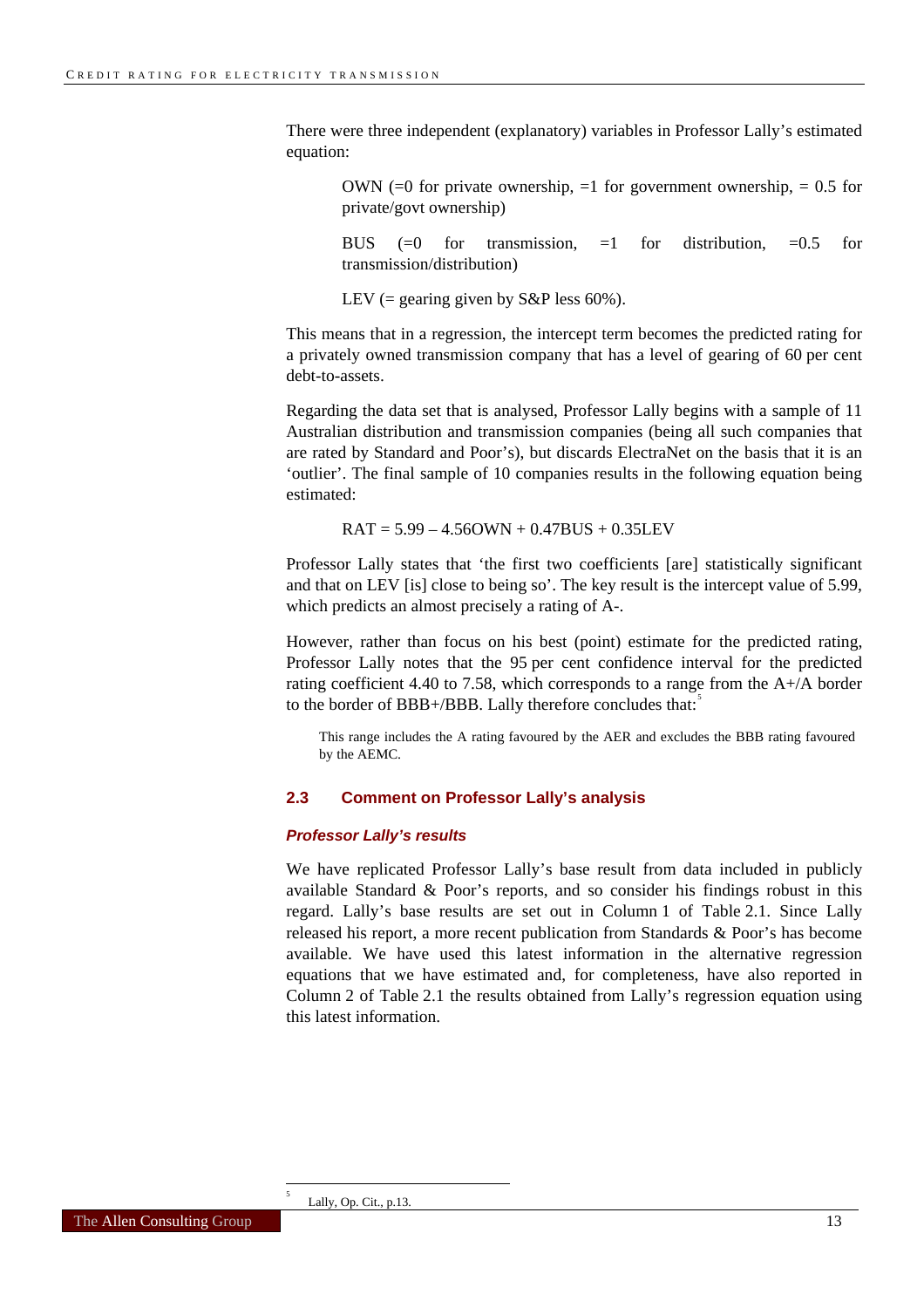There were three independent (explanatory) variables in Professor Lally's estimated equation:

> OWN (=0 for private ownership, =1 for government ownership, = 0.5 for private/govt ownership)
>
> BUS (=0 for transmission, =1 for distribution, =0.5 for transmission/distribution)
>
> LEV (= gearing given by S&P less 60%).

This means that in a regression, the intercept term becomes the predicted rating for a privately owned transmission company that has a level of gearing of 60 per cent debt-to-assets.

Regarding the data set that is analysed, Professor Lally begins with a sample of 11 Australian distribution and transmission companies (being all such companies that are rated by Standard and Poor's), but discards ElectraNet on the basis that it is an 'outlier'. The final sample of 10 companies results in the following equation being estimated:

$$RAT = 5.99 - 4.56OWN + 0.47BUS + 0.35LEV$$

Professor Lally states that 'the first two coefficients [are] statistically significant and that on LEV [is] close to being so'. The key result is the intercept value of 5.99, which predicts an almost precisely a rating of A-.

However, rather than focus on his best (point) estimate for the predicted rating, Professor Lally notes that the 95 per cent confidence interval for the predicted rating coefficient 4.40 to 7.58, which corresponds to a range from the A+/A border to the border of BBB+/BBB. Lally therefore concludes that:[5]

> This range includes the A rating favoured by the AER and excludes the BBB rating favoured by the AEMC.

## 2.3 Comment on Professor Lally's analysis

### *Professor Lally's results*

We have replicated Professor Lally's base result from data included in publicly available Standard & Poor's reports, and so consider his findings robust in this regard. Lally's base results are set out in Column 1 of Table 2.1. Since Lally released his report, a more recent publication from Standards & Poor's has become available. We have used this latest information in the alternative regression equations that we have estimated and, for completeness, have also reported in Column 2 of Table 2.1 the results obtained from Lally's regression equation using this latest information.

---

[5] Lally, Op. Cit., p.13.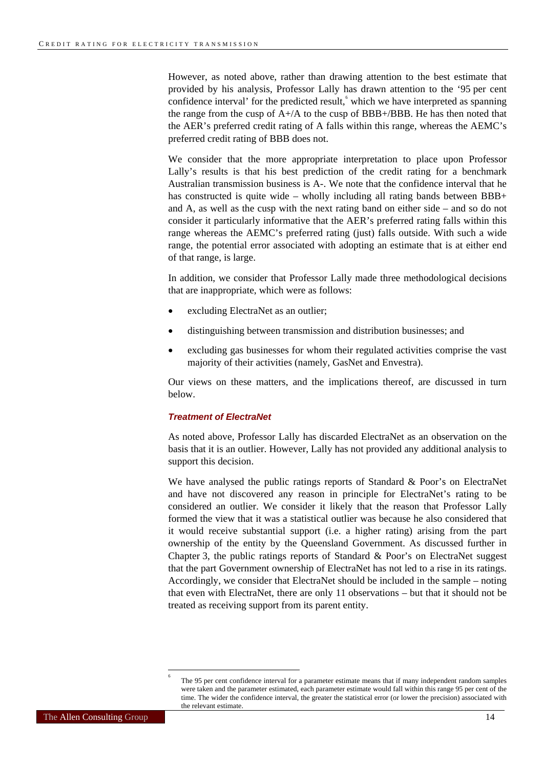However, as noted above, rather than drawing attention to the best estimate that provided by his analysis, Professor Lally has drawn attention to the '95 per cent confidence interval' for the predicted result,[6] which we have interpreted as spanning the range from the cusp of A+/A to the cusp of BBB+/BBB. He has then noted that the AER's preferred credit rating of A falls within this range, whereas the AEMC's preferred credit rating of BBB does not.

We consider that the more appropriate interpretation to place upon Professor Lally's results is that his best prediction of the credit rating for a benchmark Australian transmission business is A-. We note that the confidence interval that he has constructed is quite wide – wholly including all rating bands between BBB+ and A, as well as the cusp with the next rating band on either side – and so do not consider it particularly informative that the AER's preferred rating falls within this range whereas the AEMC's preferred rating (just) falls outside. With such a wide range, the potential error associated with adopting an estimate that is at either end of that range, is large.

In addition, we consider that Professor Lally made three methodological decisions that are inappropriate, which were as follows:

- excluding ElectraNet as an outlier;
- distinguishing between transmission and distribution businesses; and
- excluding gas businesses for whom their regulated activities comprise the vast majority of their activities (namely, GasNet and Envestra).

Our views on these matters, and the implications thereof, are discussed in turn below.

#### *Treatment of ElectraNet*

As noted above, Professor Lally has discarded ElectraNet as an observation on the basis that it is an outlier. However, Lally has not provided any additional analysis to support this decision.

We have analysed the public ratings reports of Standard & Poor's on ElectraNet and have not discovered any reason in principle for ElectraNet's rating to be considered an outlier. We consider it likely that the reason that Professor Lally formed the view that it was a statistical outlier was because he also considered that it would receive substantial support (i.e. a higher rating) arising from the part ownership of the entity by the Queensland Government. As discussed further in Chapter 3, the public ratings reports of Standard & Poor's on ElectraNet suggest that the part Government ownership of ElectraNet has not led to a rise in its ratings. Accordingly, we consider that ElectraNet should be included in the sample – noting that even with ElectraNet, there are only 11 observations – but that it should not be treated as receiving support from its parent entity.

---

[6] The 95 per cent confidence interval for a parameter estimate means that if many independent random samples were taken and the parameter estimated, each parameter estimate would fall within this range 95 per cent of the time. The wider the confidence interval, the greater the statistical error (or lower the precision) associated with the relevant estimate.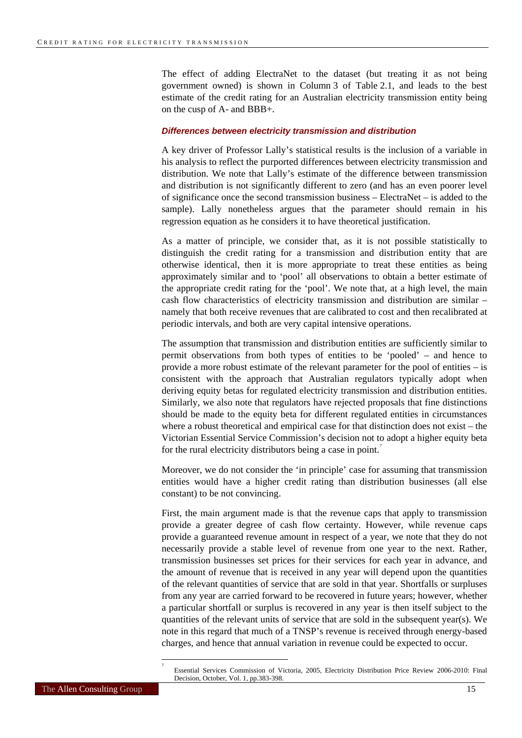The effect of adding ElectraNet to the dataset (but treating it as not being government owned) is shown in Column 3 of Table 2.1, and leads to the best estimate of the credit rating for an Australian electricity transmission entity being on the cusp of A- and BBB+.

### *Differences between electricity transmission and distribution*

A key driver of Professor Lally's statistical results is the inclusion of a variable in his analysis to reflect the purported differences between electricity transmission and distribution. We note that Lally's estimate of the difference between transmission and distribution is not significantly different to zero (and has an even poorer level of significance once the second transmission business – ElectraNet – is added to the sample). Lally nonetheless argues that the parameter should remain in his regression equation as he considers it to have theoretical justification.

As a matter of principle, we consider that, as it is not possible statistically to distinguish the credit rating for a transmission and distribution entity that are otherwise identical, then it is more appropriate to treat these entities as being approximately similar and to 'pool' all observations to obtain a better estimate of the appropriate credit rating for the 'pool'. We note that, at a high level, the main cash flow characteristics of electricity transmission and distribution are similar – namely that both receive revenues that are calibrated to cost and then recalibrated at periodic intervals, and both are very capital intensive operations.

The assumption that transmission and distribution entities are sufficiently similar to permit observations from both types of entities to be 'pooled' – and hence to provide a more robust estimate of the relevant parameter for the pool of entities – is consistent with the approach that Australian regulators typically adopt when deriving equity betas for regulated electricity transmission and distribution entities. Similarly, we also note that regulators have rejected proposals that fine distinctions should be made to the equity beta for different regulated entities in circumstances where a robust theoretical and empirical case for that distinction does not exist – the Victorian Essential Service Commission's decision not to adopt a higher equity beta for the rural electricity distributors being a case in point.[7]

Moreover, we do not consider the 'in principle' case for assuming that transmission entities would have a higher credit rating than distribution businesses (all else constant) to be not convincing.

First, the main argument made is that the revenue caps that apply to transmission provide a greater degree of cash flow certainty. However, while revenue caps provide a guaranteed revenue amount in respect of a year, we note that they do not necessarily provide a stable level of revenue from one year to the next. Rather, transmission businesses set prices for their services for each year in advance, and the amount of revenue that is received in any year will depend upon the quantities of the relevant quantities of service that are sold in that year. Shortfalls or surpluses from any year are carried forward to be recovered in future years; however, whether a particular shortfall or surplus is recovered in any year is then itself subject to the quantities of the relevant units of service that are sold in the subsequent year(s). We note in this regard that much of a TNSP's revenue is received through energy-based charges, and hence that annual variation in revenue could be expected to occur.

---

[7] Essential Services Commission of Victoria, 2005, Electricity Distribution Price Review 2006-2010: Final Decision, October, Vol. 1, pp.383-398.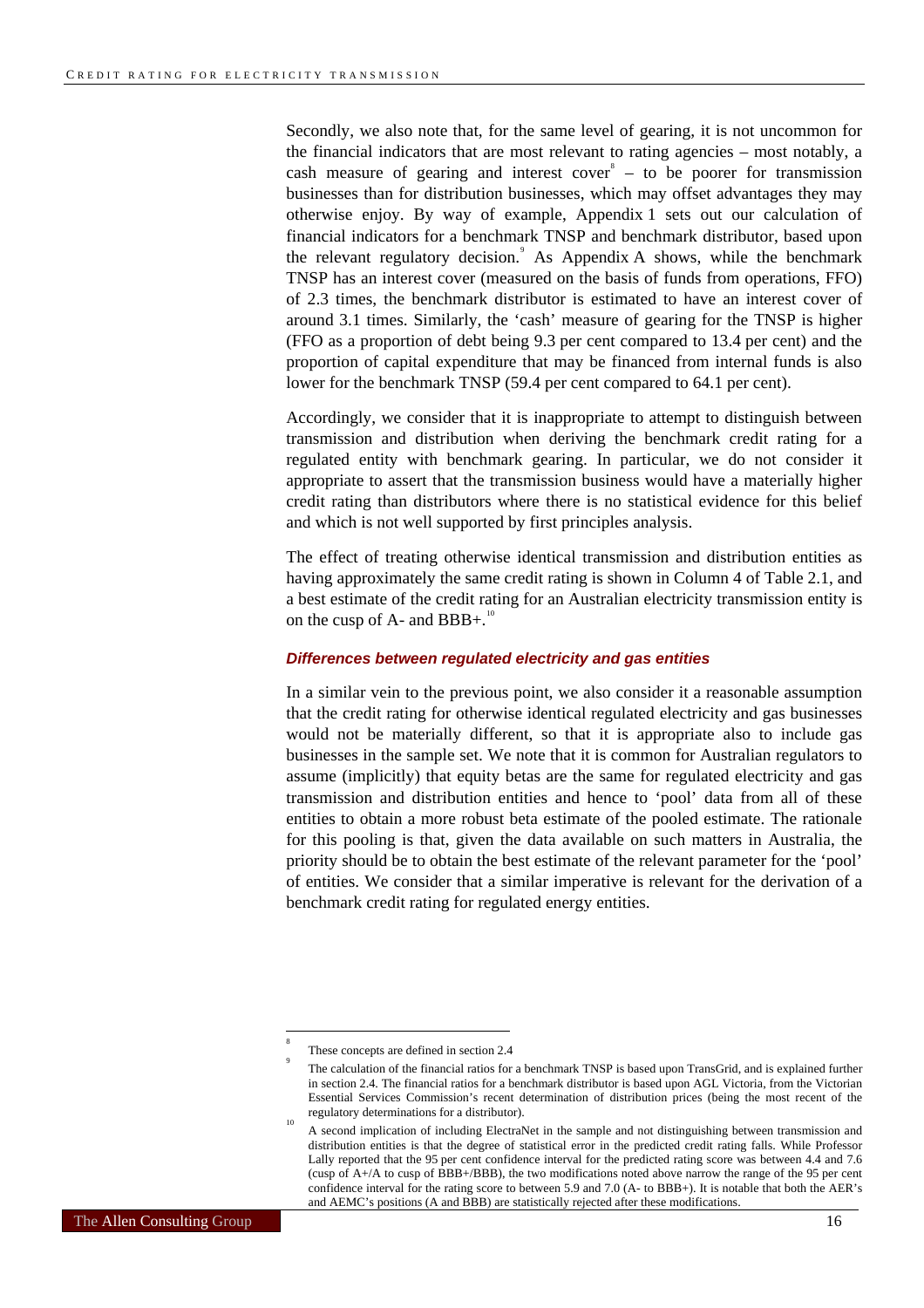Secondly, we also note that, for the same level of gearing, it is not uncommon for the financial indicators that are most relevant to rating agencies – most notably, a cash measure of gearing and interest cover[8] – to be poorer for transmission businesses than for distribution businesses, which may offset advantages they may otherwise enjoy. By way of example, Appendix 1 sets out our calculation of financial indicators for a benchmark TNSP and benchmark distributor, based upon the relevant regulatory decision.[9] As Appendix A shows, while the benchmark TNSP has an interest cover (measured on the basis of funds from operations, FFO) of 2.3 times, the benchmark distributor is estimated to have an interest cover of around 3.1 times. Similarly, the 'cash' measure of gearing for the TNSP is higher (FFO as a proportion of debt being 9.3 per cent compared to 13.4 per cent) and the proportion of capital expenditure that may be financed from internal funds is also lower for the benchmark TNSP (59.4 per cent compared to 64.1 per cent).

Accordingly, we consider that it is inappropriate to attempt to distinguish between transmission and distribution when deriving the benchmark credit rating for a regulated entity with benchmark gearing. In particular, we do not consider it appropriate to assert that the transmission business would have a materially higher credit rating than distributors where there is no statistical evidence for this belief and which is not well supported by first principles analysis.

The effect of treating otherwise identical transmission and distribution entities as having approximately the same credit rating is shown in Column 4 of Table 2.1, and a best estimate of the credit rating for an Australian electricity transmission entity is on the cusp of A- and BBB+.[10]

### *Differences between regulated electricity and gas entities*

In a similar vein to the previous point, we also consider it a reasonable assumption that the credit rating for otherwise identical regulated electricity and gas businesses would not be materially different, so that it is appropriate also to include gas businesses in the sample set. We note that it is common for Australian regulators to assume (implicitly) that equity betas are the same for regulated electricity and gas transmission and distribution entities and hence to 'pool' data from all of these entities to obtain a more robust beta estimate of the pooled estimate. The rationale for this pooling is that, given the data available on such matters in Australia, the priority should be to obtain the best estimate of the relevant parameter for the 'pool' of entities. We consider that a similar imperative is relevant for the derivation of a benchmark credit rating for regulated energy entities.

---

[8] These concepts are defined in section 2.4

[9] The calculation of the financial ratios for a benchmark TNSP is based upon TransGrid, and is explained further in section 2.4. The financial ratios for a benchmark distributor is based upon AGL Victoria, from the Victorian Essential Services Commission's recent determination of distribution prices (being the most recent of the regulatory determinations for a distributor).

[10] A second implication of including ElectraNet in the sample and not distinguishing between transmission and distribution entities is that the degree of statistical error in the predicted credit rating falls. While Professor Lally reported that the 95 per cent confidence interval for the predicted rating score was between 4.4 and 7.6 (cusp of A+/A to cusp of BBB+/BBB), the two modifications noted above narrow the range of the 95 per cent confidence interval for the rating score to between 5.9 and 7.0 (A- to BBB+). It is notable that both the AER's and AEMC's positions (A and BBB) are statistically rejected after these modifications.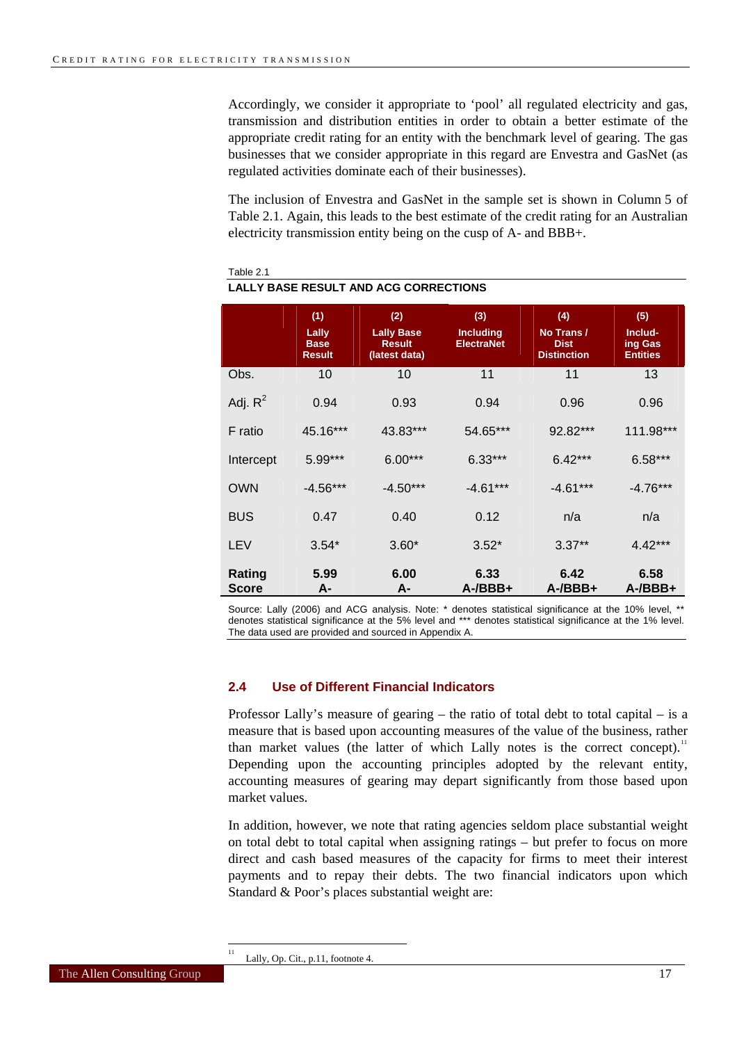Accordingly, we consider it appropriate to ‘pool’ all regulated electricity and gas, transmission and distribution entities in order to obtain a better estimate of the appropriate credit rating for an entity with the benchmark level of gearing. The gas businesses that we consider appropriate in this regard are Envestra and GasNet (as regulated activities dominate each of their businesses).

The inclusion of Envestra and GasNet in the sample set is shown in Column 5 of Table 2.1. Again, this leads to the best estimate of the credit rating for an Australian electricity transmission entity being on the cusp of A- and BBB+.

Table 2.1

**LALLY BASE RESULT AND ACG CORRECTIONS**

| | (1) Lally Base Result | (2) Lally Base Result (latest data) | (3) Including ElectraNet | (4) No Trans / Dist Distinction | (5) Including Gas Entities |
|---|---|---|---|---|---|
| Obs. | 10 | 10 | 11 | 11 | 13 |
| Adj. $R^2$ | 0.94 | 0.93 | 0.94 | 0.96 | 0.96 |
| F ratio | 45.16*** | 43.83*** | 54.65*** | 92.82*** | 111.98*** |
| Intercept | 5.99*** | 6.00*** | 6.33*** | 6.42*** | 6.58*** |
| OWN | -4.56*** | -4.50*** | -4.61*** | -4.61*** | -4.76*** |
| BUS | 0.47 | 0.40 | 0.12 | n/a | n/a |
| LEV | 3.54* | 3.60* | 3.52* | 3.37** | 4.42*** |
| **Rating Score** | **5.99 A-** | **6.00 A-** | **6.33 A-/BBB+** | **6.42 A-/BBB+** | **6.58 A-/BBB+** |

Source: Lally (2006) and ACG analysis. Note: * denotes statistical significance at the 10% level, ** denotes statistical significance at the 5% level and *** denotes statistical significance at the 1% level. The data used are provided and sourced in Appendix A.

### 2.4 Use of Different Financial Indicators

Professor Lally's measure of gearing – the ratio of total debt to total capital – is a measure that is based upon accounting measures of the value of the business, rather than market values (the latter of which Lally notes is the correct concept).[11] Depending upon the accounting principles adopted by the relevant entity, accounting measures of gearing may depart significantly from those based upon market values.

In addition, however, we note that rating agencies seldom place substantial weight on total debt to total capital when assigning ratings – but prefer to focus on more direct and cash based measures of the capacity for firms to meet their interest payments and to repay their debts. The two financial indicators upon which Standard & Poor's places substantial weight are:

[11] Lally, Op. Cit., p.11, footnote 4.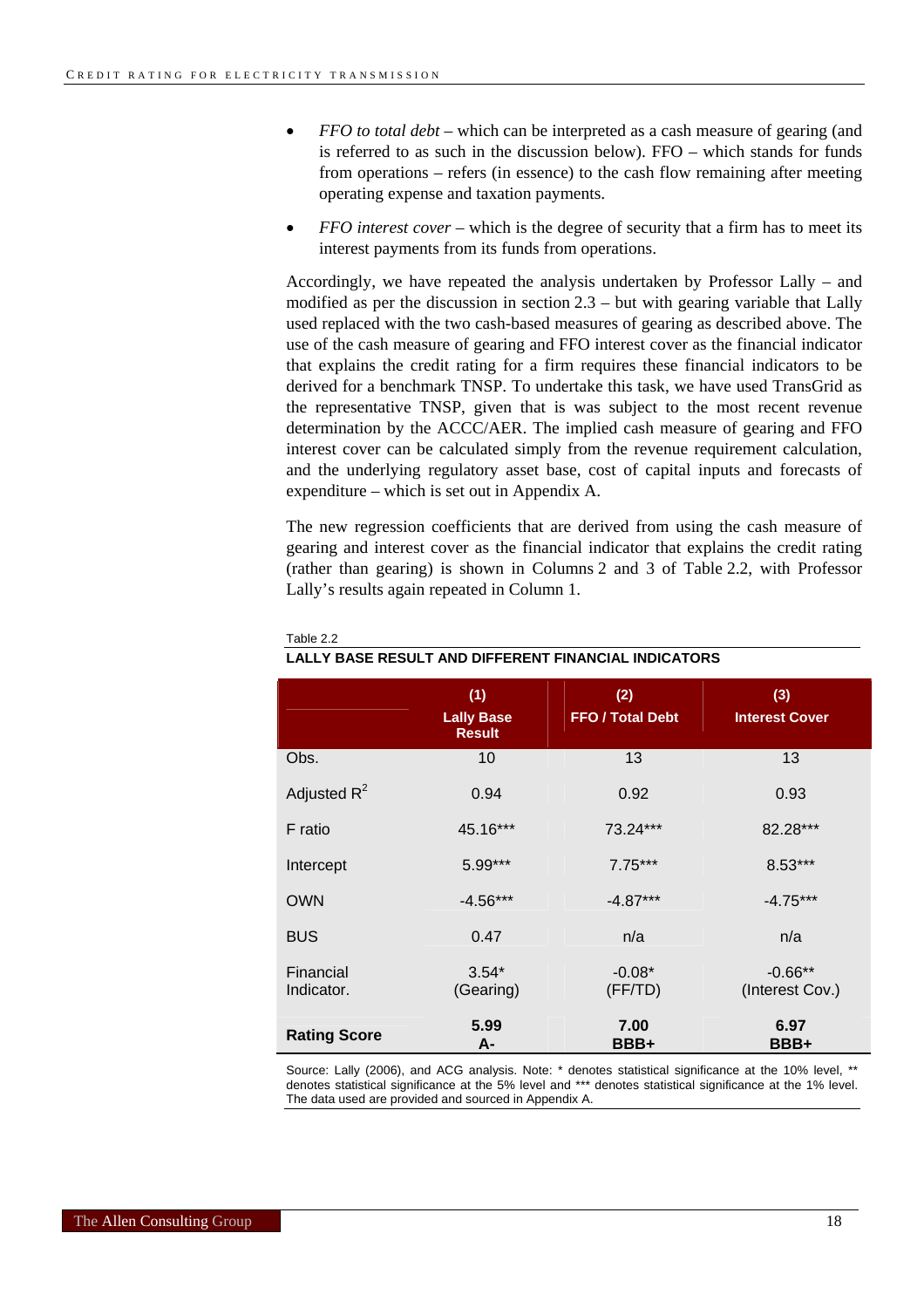- *FFO to total debt* – which can be interpreted as a cash measure of gearing (and is referred to as such in the discussion below). FFO – which stands for funds from operations – refers (in essence) to the cash flow remaining after meeting operating expense and taxation payments.
- *FFO interest cover* – which is the degree of security that a firm has to meet its interest payments from its funds from operations.

Accordingly, we have repeated the analysis undertaken by Professor Lally – and modified as per the discussion in section 2.3 – but with gearing variable that Lally used replaced with the two cash-based measures of gearing as described above. The use of the cash measure of gearing and FFO interest cover as the financial indicator that explains the credit rating for a firm requires these financial indicators to be derived for a benchmark TNSP. To undertake this task, we have used TransGrid as the representative TNSP, given that is was subject to the most recent revenue determination by the ACCC/AER. The implied cash measure of gearing and FFO interest cover can be calculated simply from the revenue requirement calculation, and the underlying regulatory asset base, cost of capital inputs and forecasts of expenditure – which is set out in Appendix A.

The new regression coefficients that are derived from using the cash measure of gearing and interest cover as the financial indicator that explains the credit rating (rather than gearing) is shown in Columns 2 and 3 of Table 2.2, with Professor Lally's results again repeated in Column 1.

Table 2.2

**LALLY BASE RESULT AND DIFFERENT FINANCIAL INDICATORS**

| | (1) Lally Base Result | (2) FFO / Total Debt | (3) Interest Cover |
|---|---|---|---|
| Obs. | 10 | 13 | 13 |
| Adjusted $R^2$ | 0.94 | 0.92 | 0.93 |
| F ratio | 45.16*** | 73.24*** | 82.28*** |
| Intercept | 5.99*** | 7.75*** | 8.53*** |
| OWN | -4.56*** | -4.87*** | -4.75*** |
| BUS | 0.47 | n/a | n/a |
| Financial Indicator. | 3.54* (Gearing) | -0.08* (FF/TD) | -0.66** (Interest Cov.) |
| **Rating Score** | **5.99 A-** | **7.00 BBB+** | **6.97 BBB+** |

Source: Lally (2006), and ACG analysis. Note: * denotes statistical significance at the 10% level, ** denotes statistical significance at the 5% level and *** denotes statistical significance at the 1% level. The data used are provided and sourced in Appendix A.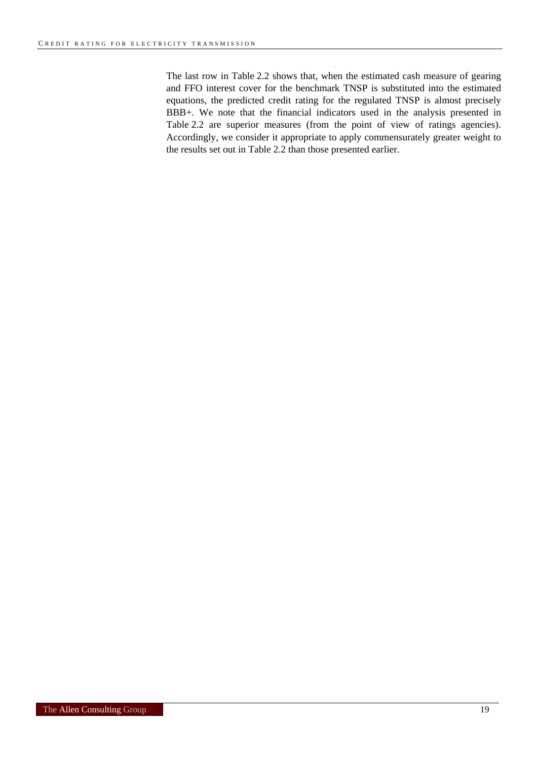The last row in Table 2.2 shows that, when the estimated cash measure of gearing and FFO interest cover for the benchmark TNSP is substituted into the estimated equations, the predicted credit rating for the regulated TNSP is almost precisely BBB+. We note that the financial indicators used in the analysis presented in Table 2.2 are superior measures (from the point of view of ratings agencies). Accordingly, we consider it appropriate to apply commensurately greater weight to the results set out in Table 2.2 than those presented earlier.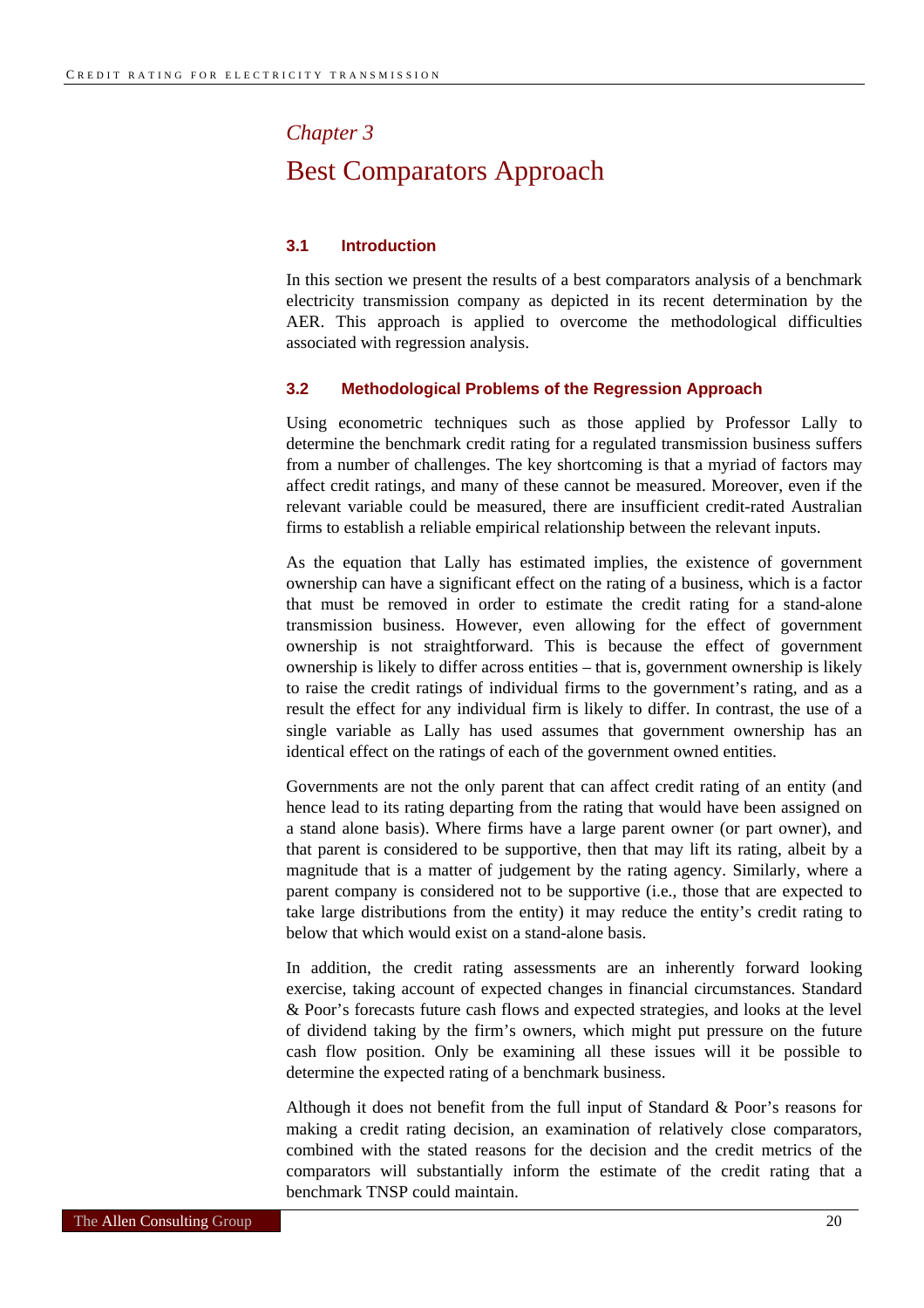*Chapter 3*

# Best Comparators Approach

### 3.1 Introduction

In this section we present the results of a best comparators analysis of a benchmark electricity transmission company as depicted in its recent determination by the AER. This approach is applied to overcome the methodological difficulties associated with regression analysis.

### 3.2 Methodological Problems of the Regression Approach

Using econometric techniques such as those applied by Professor Lally to determine the benchmark credit rating for a regulated transmission business suffers from a number of challenges. The key shortcoming is that a myriad of factors may affect credit ratings, and many of these cannot be measured. Moreover, even if the relevant variable could be measured, there are insufficient credit-rated Australian firms to establish a reliable empirical relationship between the relevant inputs.

As the equation that Lally has estimated implies, the existence of government ownership can have a significant effect on the rating of a business, which is a factor that must be removed in order to estimate the credit rating for a stand-alone transmission business. However, even allowing for the effect of government ownership is not straightforward. This is because the effect of government ownership is likely to differ across entities – that is, government ownership is likely to raise the credit ratings of individual firms to the government's rating, and as a result the effect for any individual firm is likely to differ. In contrast, the use of a single variable as Lally has used assumes that government ownership has an identical effect on the ratings of each of the government owned entities.

Governments are not the only parent that can affect credit rating of an entity (and hence lead to its rating departing from the rating that would have been assigned on a stand alone basis). Where firms have a large parent owner (or part owner), and that parent is considered to be supportive, then that may lift its rating, albeit by a magnitude that is a matter of judgement by the rating agency. Similarly, where a parent company is considered not to be supportive (i.e., those that are expected to take large distributions from the entity) it may reduce the entity's credit rating to below that which would exist on a stand-alone basis.

In addition, the credit rating assessments are an inherently forward looking exercise, taking account of expected changes in financial circumstances. Standard & Poor's forecasts future cash flows and expected strategies, and looks at the level of dividend taking by the firm's owners, which might put pressure on the future cash flow position. Only be examining all these issues will it be possible to determine the expected rating of a benchmark business.

Although it does not benefit from the full input of Standard & Poor's reasons for making a credit rating decision, an examination of relatively close comparators, combined with the stated reasons for the decision and the credit metrics of the comparators will substantially inform the estimate of the credit rating that a benchmark TNSP could maintain.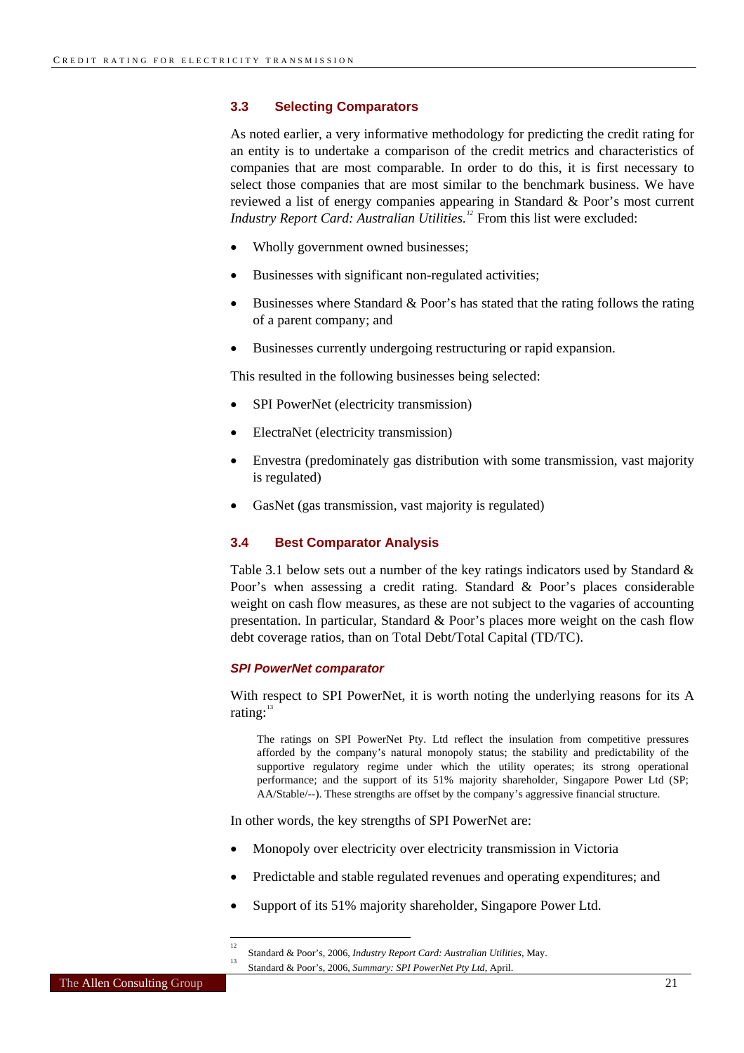### 3.3 Selecting Comparators

As noted earlier, a very informative methodology for predicting the credit rating for an entity is to undertake a comparison of the credit metrics and characteristics of companies that are most comparable. In order to do this, it is first necessary to select those companies that are most similar to the benchmark business. We have reviewed a list of energy companies appearing in Standard & Poor's most current *Industry Report Card: Australian Utilities.*[12] From this list were excluded:

- Wholly government owned businesses;
- Businesses with significant non-regulated activities;
- Businesses where Standard & Poor's has stated that the rating follows the rating of a parent company; and
- Businesses currently undergoing restructuring or rapid expansion.

This resulted in the following businesses being selected:

- SPI PowerNet (electricity transmission)
- ElectraNet (electricity transmission)
- Envestra (predominately gas distribution with some transmission, vast majority is regulated)
- GasNet (gas transmission, vast majority is regulated)

### 3.4 Best Comparator Analysis

Table 3.1 below sets out a number of the key ratings indicators used by Standard & Poor's when assessing a credit rating. Standard & Poor's places considerable weight on cash flow measures, as these are not subject to the vagaries of accounting presentation. In particular, Standard & Poor's places more weight on the cash flow debt coverage ratios, than on Total Debt/Total Capital (TD/TC).

#### *SPI PowerNet comparator*

With respect to SPI PowerNet, it is worth noting the underlying reasons for its A rating:[13]

> The ratings on SPI PowerNet Pty. Ltd reflect the insulation from competitive pressures afforded by the company's natural monopoly status; the stability and predictability of the supportive regulatory regime under which the utility operates; its strong operational performance; and the support of its 51% majority shareholder, Singapore Power Ltd (SP; AA/Stable/--). These strengths are offset by the company's aggressive financial structure.

In other words, the key strengths of SPI PowerNet are:

- Monopoly over electricity over electricity transmission in Victoria
- Predictable and stable regulated revenues and operating expenditures; and
- Support of its 51% majority shareholder, Singapore Power Ltd.

---

[12] Standard & Poor's, 2006, *Industry Report Card: Australian Utilities*, May.

[13] Standard & Poor's, 2006, *Summary: SPI PowerNet Pty Ltd*, April.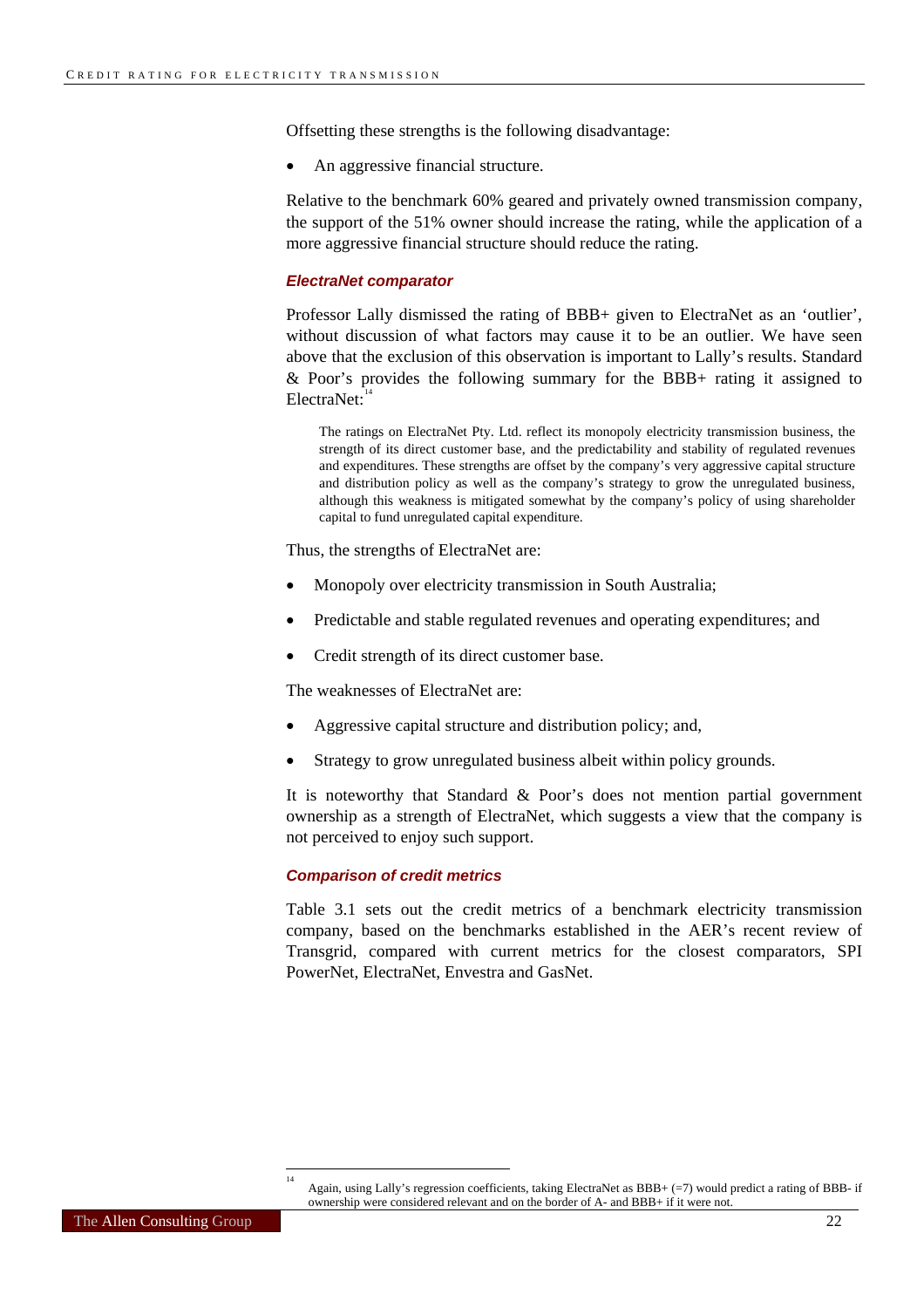Offsetting these strengths is the following disadvantage:

- An aggressive financial structure.

Relative to the benchmark 60% geared and privately owned transmission company, the support of the 51% owner should increase the rating, while the application of a more aggressive financial structure should reduce the rating.

#### *ElectraNet comparator*

Professor Lally dismissed the rating of BBB+ given to ElectraNet as an 'outlier', without discussion of what factors may cause it to be an outlier. We have seen above that the exclusion of this observation is important to Lally's results. Standard & Poor's provides the following summary for the BBB+ rating it assigned to ElectraNet:[14]

> The ratings on ElectraNet Pty. Ltd. reflect its monopoly electricity transmission business, the strength of its direct customer base, and the predictability and stability of regulated revenues and expenditures. These strengths are offset by the company's very aggressive capital structure and distribution policy as well as the company's strategy to grow the unregulated business, although this weakness is mitigated somewhat by the company's policy of using shareholder capital to fund unregulated capital expenditure.

Thus, the strengths of ElectraNet are:

- Monopoly over electricity transmission in South Australia;
- Predictable and stable regulated revenues and operating expenditures; and
- Credit strength of its direct customer base.

The weaknesses of ElectraNet are:

- Aggressive capital structure and distribution policy; and,
- Strategy to grow unregulated business albeit within policy grounds.

It is noteworthy that Standard & Poor's does not mention partial government ownership as a strength of ElectraNet, which suggests a view that the company is not perceived to enjoy such support.

#### *Comparison of credit metrics*

Table 3.1 sets out the credit metrics of a benchmark electricity transmission company, based on the benchmarks established in the AER's recent review of Transgrid, compared with current metrics for the closest comparators, SPI PowerNet, ElectraNet, Envestra and GasNet.

---

[14] Again, using Lally's regression coefficients, taking ElectraNet as BBB+ (=7) would predict a rating of BBB- if ownership were considered relevant and on the border of A- and BBB+ if it were not.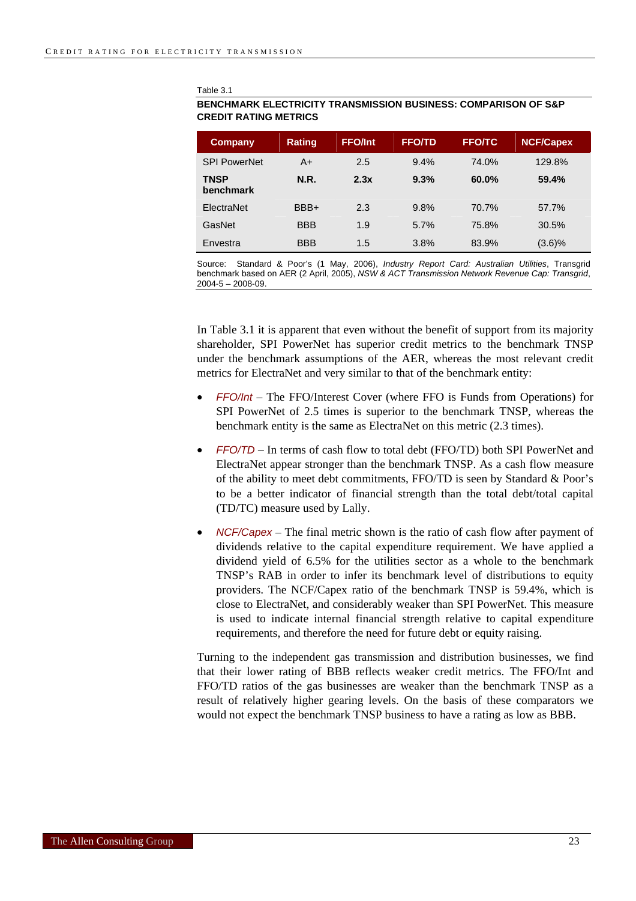Table 3.1

**BENCHMARK ELECTRICITY TRANSMISSION BUSINESS: COMPARISON OF S&P CREDIT RATING METRICS**

| Company | Rating | FFO/Int | FFO/TD | FFO/TC | NCF/Capex |
|---|---|---|---|---|---|
| SPI PowerNet | A+ | 2.5 | 9.4% | 74.0% | 129.8% |
| **TNSP benchmark** | **N.R.** | **2.3x** | **9.3%** | **60.0%** | **59.4%** |
| ElectraNet | BBB+ | 2.3 | 9.8% | 70.7% | 57.7% |
| GasNet | BBB | 1.9 | 5.7% | 75.8% | 30.5% |
| Envestra | BBB | 1.5 | 3.8% | 83.9% | (3.6)% |

Source: Standard & Poor's (1 May, 2006), *Industry Report Card: Australian Utilities*, Transgrid benchmark based on AER (2 April, 2005), *NSW & ACT Transmission Network Revenue Cap: Transgrid*, 2004-5 – 2008-09.

In Table 3.1 it is apparent that even without the benefit of support from its majority shareholder, SPI PowerNet has superior credit metrics to the benchmark TNSP under the benchmark assumptions of the AER, whereas the most relevant credit metrics for ElectraNet and very similar to that of the benchmark entity:

- *FFO/Int* – The FFO/Interest Cover (where FFO is Funds from Operations) for SPI PowerNet of 2.5 times is superior to the benchmark TNSP, whereas the benchmark entity is the same as ElectraNet on this metric (2.3 times).
- *FFO/TD* – In terms of cash flow to total debt (FFO/TD) both SPI PowerNet and ElectraNet appear stronger than the benchmark TNSP. As a cash flow measure of the ability to meet debt commitments, FFO/TD is seen by Standard & Poor's to be a better indicator of financial strength than the total debt/total capital (TD/TC) measure used by Lally.
- *NCF/Capex* – The final metric shown is the ratio of cash flow after payment of dividends relative to the capital expenditure requirement. We have applied a dividend yield of 6.5% for the utilities sector as a whole to the benchmark TNSP's RAB in order to infer its benchmark level of distributions to equity providers. The NCF/Capex ratio of the benchmark TNSP is 59.4%, which is close to ElectraNet, and considerably weaker than SPI PowerNet. This measure is used to indicate internal financial strength relative to capital expenditure requirements, and therefore the need for future debt or equity raising.

Turning to the independent gas transmission and distribution businesses, we find that their lower rating of BBB reflects weaker credit metrics. The FFO/Int and FFO/TD ratios of the gas businesses are weaker than the benchmark TNSP as a result of relatively higher gearing levels. On the basis of these comparators we would not expect the benchmark TNSP business to have a rating as low as BBB.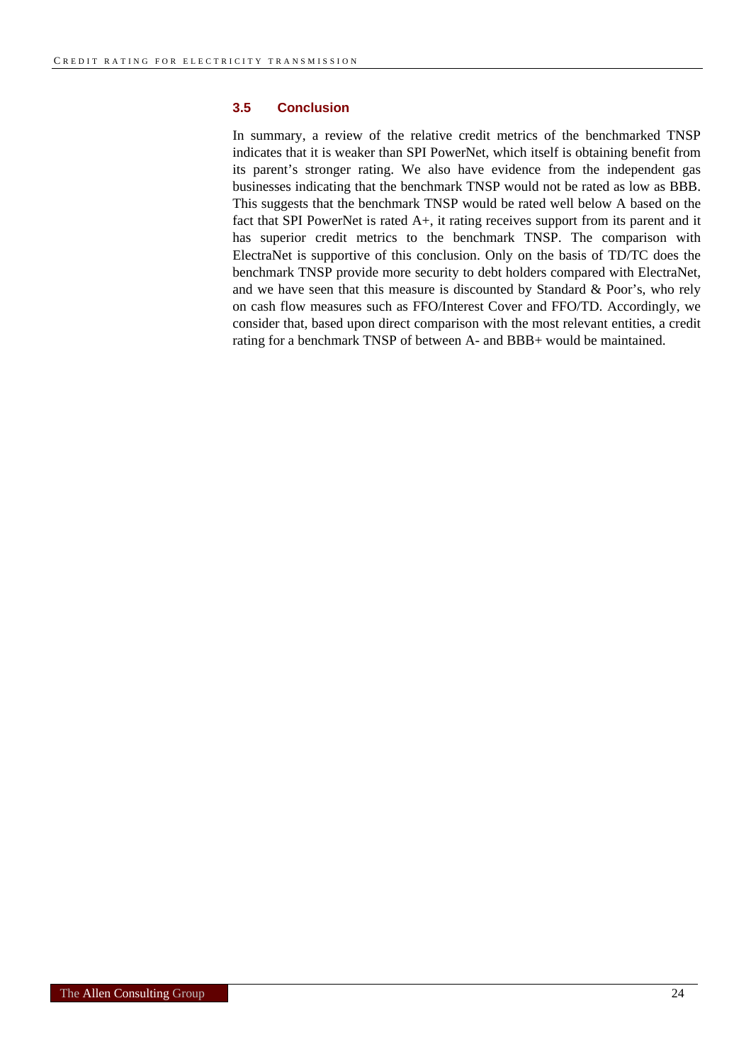### 3.5 Conclusion

In summary, a review of the relative credit metrics of the benchmarked TNSP indicates that it is weaker than SPI PowerNet, which itself is obtaining benefit from its parent's stronger rating. We also have evidence from the independent gas businesses indicating that the benchmark TNSP would not be rated as low as BBB. This suggests that the benchmark TNSP would be rated well below A based on the fact that SPI PowerNet is rated A+, it rating receives support from its parent and it has superior credit metrics to the benchmark TNSP. The comparison with ElectraNet is supportive of this conclusion. Only on the basis of TD/TC does the benchmark TNSP provide more security to debt holders compared with ElectraNet, and we have seen that this measure is discounted by Standard & Poor's, who rely on cash flow measures such as FFO/Interest Cover and FFO/TD. Accordingly, we consider that, based upon direct comparison with the most relevant entities, a credit rating for a benchmark TNSP of between A- and BBB+ would be maintained.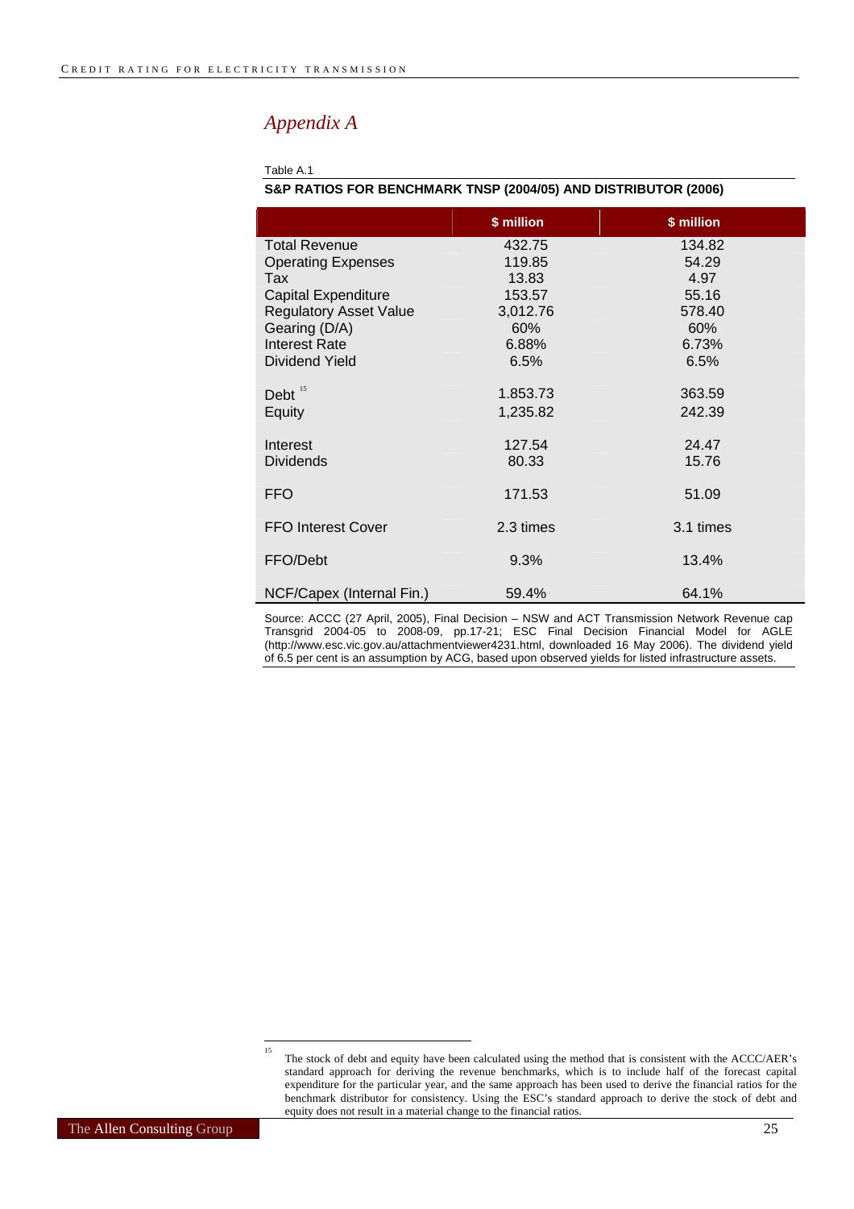## *Appendix A*

Table A.1

**S&P RATIOS FOR BENCHMARK TNSP (2004/05) AND DISTRIBUTOR (2006)**

| | $ million | $ million |
|---|---|---|
| Total Revenue | 432.75 | 134.82 |
| Operating Expenses | 119.85 | 54.29 |
| Tax | 13.83 | 4.97 |
| Capital Expenditure | 153.57 | 55.16 |
| Regulatory Asset Value | 3,012.76 | 578.40 |
| Gearing (D/A) | 60% | 60% |
| Interest Rate | 6.88% | 6.73% |
| Dividend Yield | 6.5% | 6.5% |
| Debt [15] | 1.853.73 | 363.59 |
| Equity | 1,235.82 | 242.39 |
| Interest | 127.54 | 24.47 |
| Dividends | 80.33 | 15.76 |
| FFO | 171.53 | 51.09 |
| FFO Interest Cover | 2.3 times | 3.1 times |
| FFO/Debt | 9.3% | 13.4% |
| NCF/Capex (Internal Fin.) | 59.4% | 64.1% |

Source: ACCC (27 April, 2005), Final Decision – NSW and ACT Transmission Network Revenue cap Transgrid 2004-05 to 2008-09, pp.17-21; ESC Final Decision Financial Model for AGLE (http://www.esc.vic.gov.au/attachmentviewer4231.html, downloaded 16 May 2006). The dividend yield of 6.5 per cent is an assumption by ACG, based upon observed yields for listed infrastructure assets.

[15] The stock of debt and equity have been calculated using the method that is consistent with the ACCC/AER's standard approach for deriving the revenue benchmarks, which is to include half of the forecast capital expenditure for the particular year, and the same approach has been used to derive the financial ratios for the benchmark distributor for consistency. Using the ESC's standard approach to derive the stock of debt and equity does not result in a material change to the financial ratios.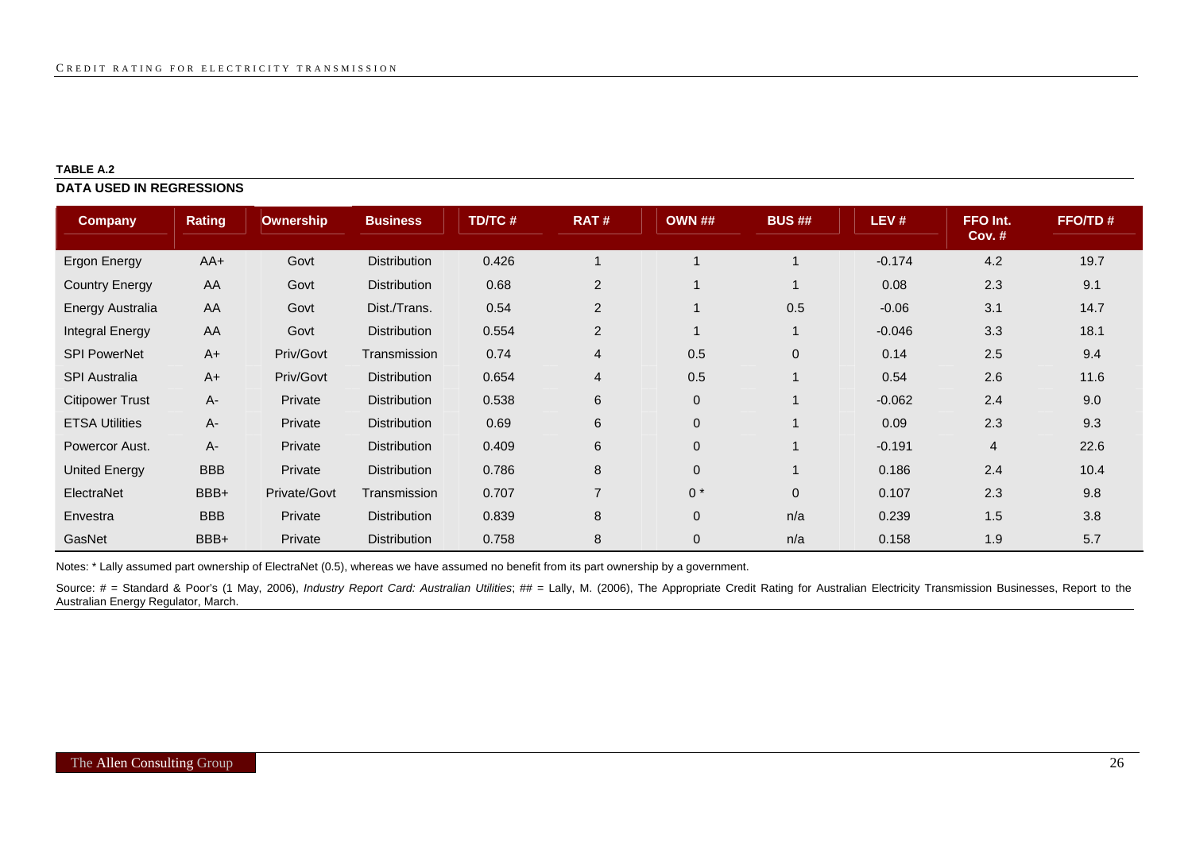**TABLE A.2**

**DATA USED IN REGRESSIONS**

| Company | Rating | Ownership | Business | TD/TC # | RAT # | OWN ## | BUS ## | LEV # | FFO Int. Cov. # | FFO/TD # |
|---|---|---|---|---|---|---|---|---|---|---|
| Ergon Energy | AA+ | Govt | Distribution | 0.426 | 1 | 1 | 1 | -0.174 | 4.2 | 19.7 |
| Country Energy | AA | Govt | Distribution | 0.68 | 2 | 1 | 1 | 0.08 | 2.3 | 9.1 |
| Energy Australia | AA | Govt | Dist./Trans. | 0.54 | 2 | 1 | 0.5 | -0.06 | 3.1 | 14.7 |
| Integral Energy | AA | Govt | Distribution | 0.554 | 2 | 1 | 1 | -0.046 | 3.3 | 18.1 |
| SPI PowerNet | A+ | Priv/Govt | Transmission | 0.74 | 4 | 0.5 | 0 | 0.14 | 2.5 | 9.4 |
| SPI Australia | A+ | Priv/Govt | Distribution | 0.654 | 4 | 0.5 | 1 | 0.54 | 2.6 | 11.6 |
| Citipower Trust | A- | Private | Distribution | 0.538 | 6 | 0 | 1 | -0.062 | 2.4 | 9.0 |
| ETSA Utilities | A- | Private | Distribution | 0.69 | 6 | 0 | 1 | 0.09 | 2.3 | 9.3 |
| Powercor Aust. | A- | Private | Distribution | 0.409 | 6 | 0 | 1 | -0.191 | 4 | 22.6 |
| United Energy | BBB | Private | Distribution | 0.786 | 8 | 0 | 1 | 0.186 | 2.4 | 10.4 |
| ElectraNet | BBB+ | Private/Govt | Transmission | 0.707 | 7 | 0 * | 0 | 0.107 | 2.3 | 9.8 |
| Envestra | BBB | Private | Distribution | 0.839 | 8 | 0 | n/a | 0.239 | 1.5 | 3.8 |
| GasNet | BBB+ | Private | Distribution | 0.758 | 8 | 0 | n/a | 0.158 | 1.9 | 5.7 |

Notes: * Lally assumed part ownership of ElectraNet (0.5), whereas we have assumed no benefit from its part ownership by a government.

Source: # = Standard & Poor's (1 May, 2006), *Industry Report Card: Australian Utilities*; ## = Lally, M. (2006), The Appropriate Credit Rating for Australian Electricity Transmission Businesses, Report to the Australian Energy Regulator, March.